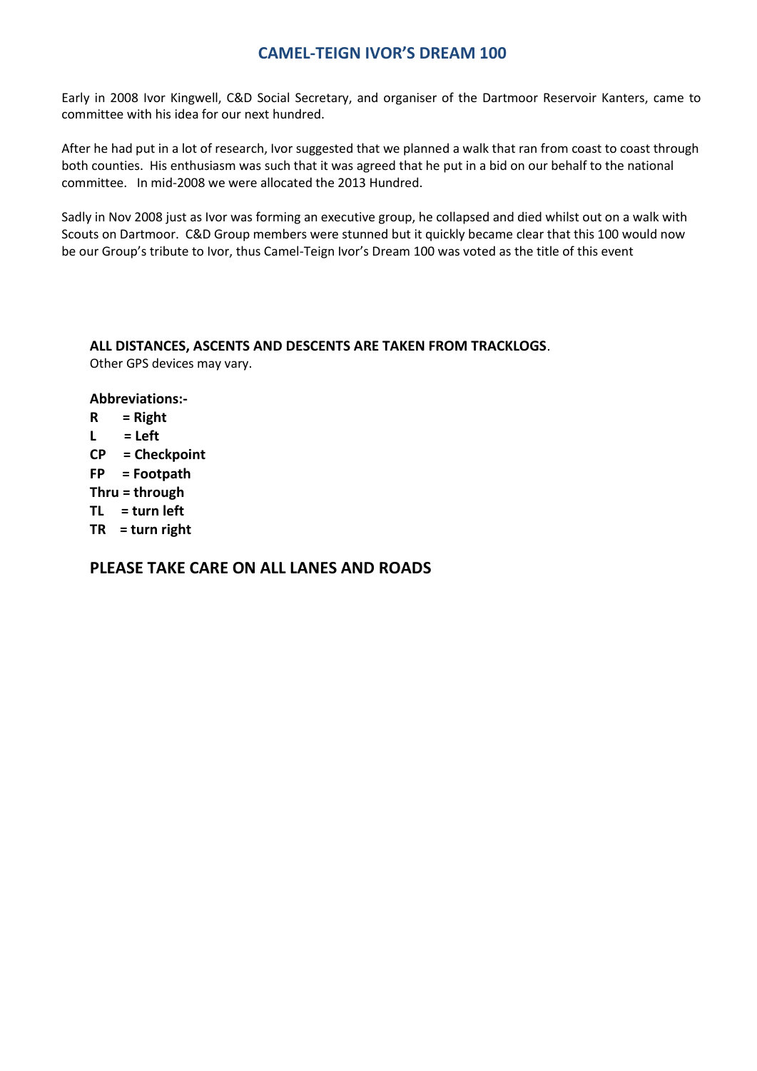# CAMEL-TEIGN IVOR'S DREAM 100

Early in 2008 Ivor Kingwell, C&D Social Secretary, and organiser of the Dartmoor Reservoir Kanters, came to committee with his idea for our next hundred.

After he had put in a lot of research, Ivor suggested that we planned a walk that ran from coast to coast through both counties. His enthusiasm was such that it was agreed that he put in a bid on our behalf to the national committee. In mid-2008 we were allocated the 2013 Hundred.

Sadly in Nov 2008 just as Ivor was forming an executive group, he collapsed and died whilst out on a walk with Scouts on Dartmoor. C&D Group members were stunned but it quickly became clear that this 100 would now be our Group's tribute to Ivor, thus Camel-Teign Ivor's Dream 100 was voted as the title of this event

**ALL DISTANCES, ASCENTS AND DESCENTS ARE TAKEN FROM TRACKLOGS**.
Other GPS devices may vary.

**Abbreviations:-**

**R = Right**
**L = Left**
**CP = Checkpoint**
**FP = Footpath**
**Thru = through**
**TL = turn left**
**TR = turn right**

## PLEASE TAKE CARE ON ALL LANES AND ROADS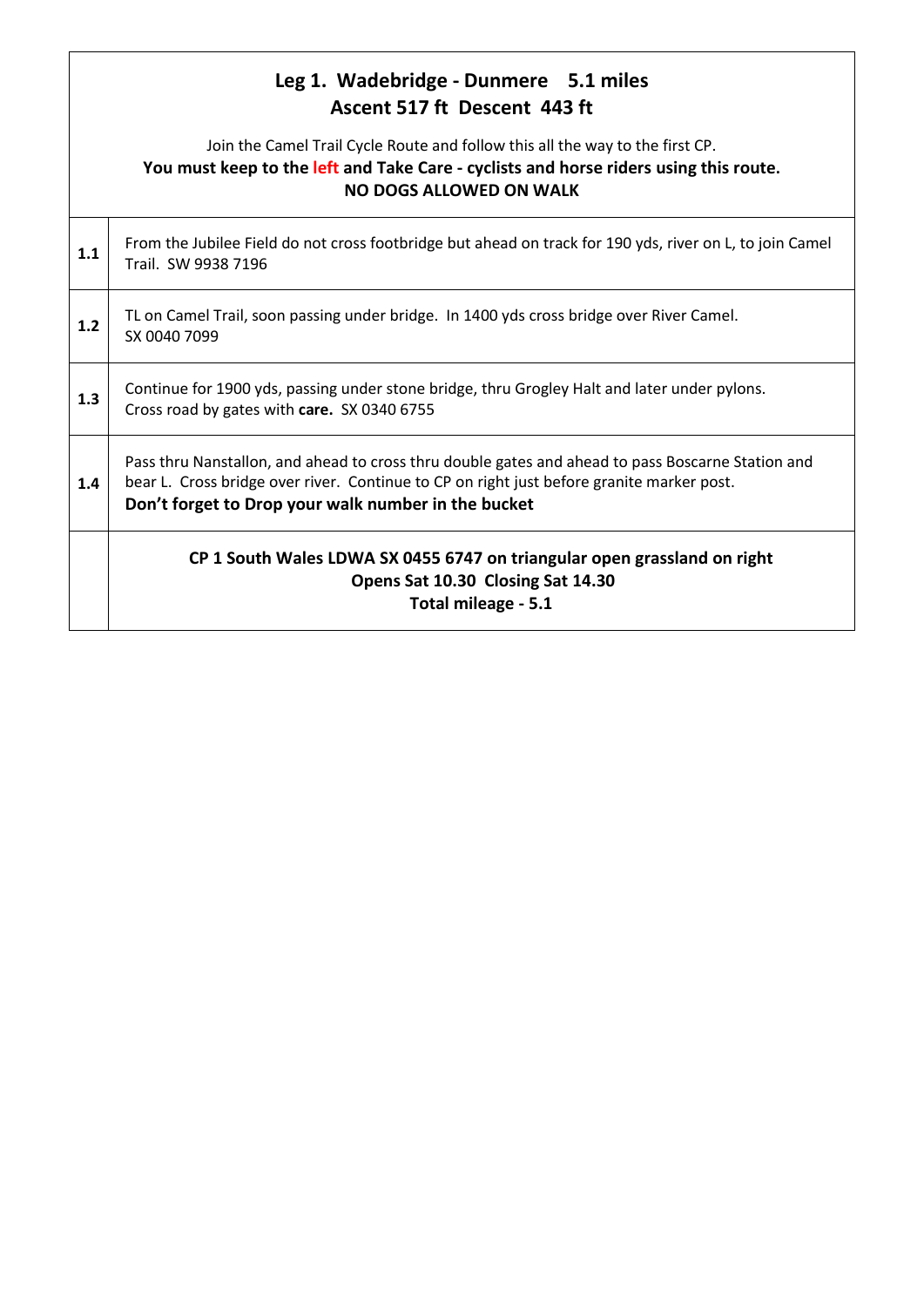## Leg 1. Wadebridge - Dunmere 5.1 miles
## Ascent 517 ft Descent 443 ft

Join the Camel Trail Cycle Route and follow this all the way to the first CP.

**You must keep to the left and Take Care - cyclists and horse riders using this route.**

**NO DOGS ALLOWED ON WALK**

| | |
|---|---|
| **1.1** | From the Jubilee Field do not cross footbridge but ahead on track for 190 yds, river on L, to join Camel Trail. SW 9938 7196 |
| **1.2** | TL on Camel Trail, soon passing under bridge. In 1400 yds cross bridge over River Camel. SX 0040 7099 |
| **1.3** | Continue for 1900 yds, passing under stone bridge, thru Grogley Halt and later under pylons. Cross road by gates with **care.** SX 0340 6755 |
| **1.4** | Pass thru Nanstallon, and ahead to cross thru double gates and ahead to pass Boscarne Station and bear L. Cross bridge over river. Continue to CP on right just before granite marker post. **Don't forget to Drop your walk number in the bucket** |
| | **CP 1 South Wales LDWA SX 0455 6747 on triangular open grassland on right**<br>**Opens Sat 10.30 Closing Sat 14.30**<br>**Total mileage - 5.1** |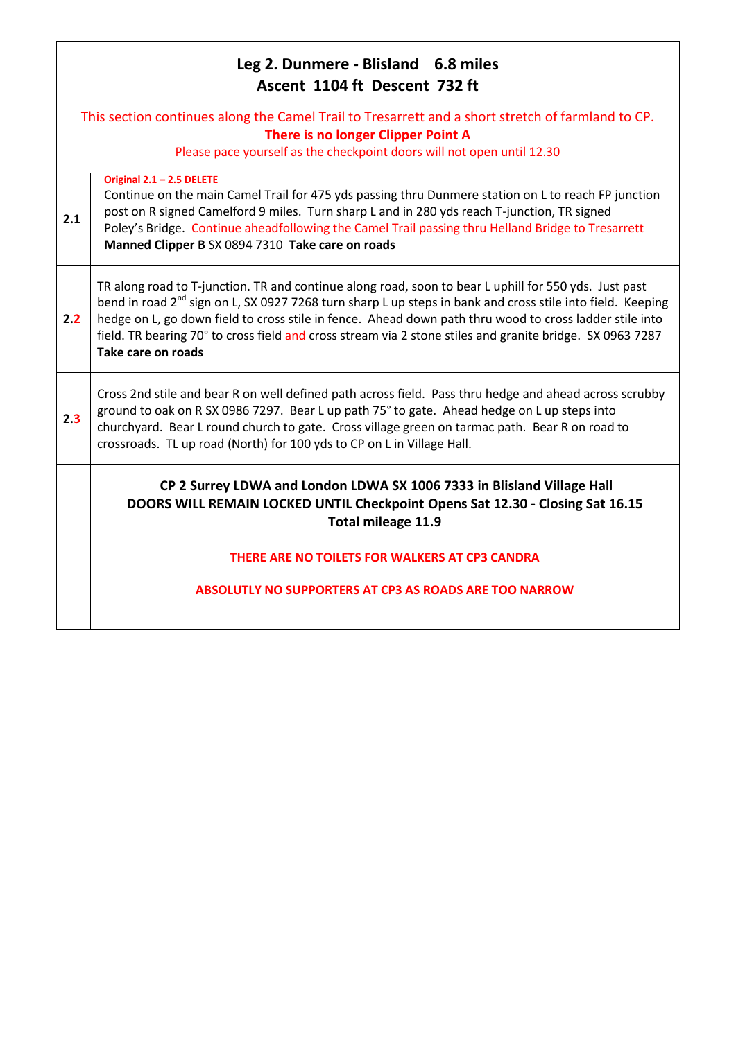## Leg 2. Dunmere - Blisland 6.8 miles
## Ascent 1104 ft Descent 732 ft

This section continues along the Camel Trail to Tresarrett and a short stretch of farmland to CP.

**There is no longer Clipper Point A**

Please pace yourself as the checkpoint doors will not open until 12.30

| | |
|---|---|
| **2.1** | **Original 2.1 – 2.5 DELETE** Continue on the main Camel Trail for 475 yds passing thru Dunmere station on L to reach FP junction post on R signed Camelford 9 miles. Turn sharp L and in 280 yds reach T-junction, TR signed Poley's Bridge. Continue aheadfollowing the Camel Trail passing thru Helland Bridge to Tresarrett **Manned Clipper B** SX 0894 7310 **Take care on roads** |
| **2.2** | TR along road to T-junction. TR and continue along road, soon to bear L uphill for 550 yds. Just past bend in road 2nd sign on L, SX 0927 7268 turn sharp L up steps in bank and cross stile into field. Keeping hedge on L, go down field to cross stile in fence. Ahead down path thru wood to cross ladder stile into field. TR bearing 70° to cross field and cross stream via 2 stone stiles and granite bridge. SX 0963 7287 **Take care on roads** |
| **2.3** | Cross 2nd stile and bear R on well defined path across field. Pass thru hedge and ahead across scrubby ground to oak on R SX 0986 7297. Bear L up path 75° to gate. Ahead hedge on L up steps into churchyard. Bear L round church to gate. Cross village green on tarmac path. Bear R on road to crossroads. TL up road (North) for 100 yds to CP on L in Village Hall. |
| | **CP 2 Surrey LDWA and London LDWA SX 1006 7333 in Blisland Village Hall** **DOORS WILL REMAIN LOCKED UNTIL Checkpoint Opens Sat 12.30 - Closing Sat 16.15** **Total mileage 11.9** **THERE ARE NO TOILETS FOR WALKERS AT CP3 CANDRA** **ABSOLUTLY NO SUPPORTERS AT CP3 AS ROADS ARE TOO NARROW** |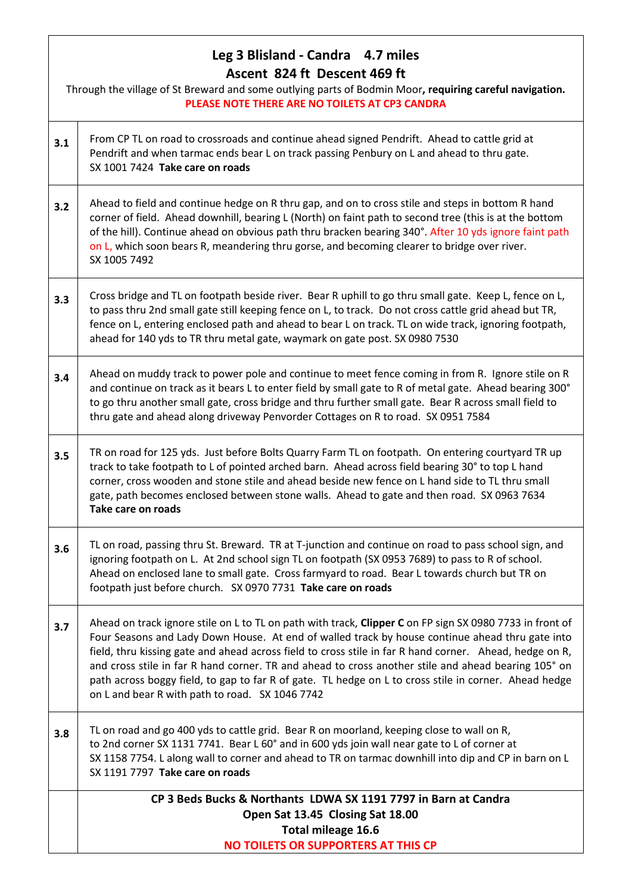## Leg 3 Blisland - Candra 4.7 miles

### Ascent 824 ft Descent 469 ft

Through the village of St Breward and some outlying parts of Bodmin Moor**, requiring careful navigation.**

**PLEASE NOTE THERE ARE NO TOILETS AT CP3 CANDRA**

| | |
|---|---|
| **3.1** | From CP TL on road to crossroads and continue ahead signed Pendrift. Ahead to cattle grid at Pendrift and when tarmac ends bear L on track passing Penbury on L and ahead to thru gate. SX 1001 7424 **Take care on roads** |
| **3.2** | Ahead to field and continue hedge on R thru gap, and on to cross stile and steps in bottom R hand corner of field. Ahead downhill, bearing L (North) on faint path to second tree (this is at the bottom of the hill). Continue ahead on obvious path thru bracken bearing 340°. After 10 yds ignore faint path on L, which soon bears R, meandering thru gorse, and becoming clearer to bridge over river. SX 1005 7492 |
| **3.3** | Cross bridge and TL on footpath beside river. Bear R uphill to go thru small gate. Keep L, fence on L, to pass thru 2nd small gate still keeping fence on L, to track. Do not cross cattle grid ahead but TR, fence on L, entering enclosed path and ahead to bear L on track. TL on wide track, ignoring footpath, ahead for 140 yds to TR thru metal gate, waymark on gate post. SX 0980 7530 |
| **3.4** | Ahead on muddy track to power pole and continue to meet fence coming in from R. Ignore stile on R and continue on track as it bears L to enter field by small gate to R of metal gate. Ahead bearing 300° to go thru another small gate, cross bridge and thru further small gate. Bear R across small field to thru gate and ahead along driveway Penvorder Cottages on R to road. SX 0951 7584 |
| **3.5** | TR on road for 125 yds. Just before Bolts Quarry Farm TL on footpath. On entering courtyard TR up track to take footpath to L of pointed arched barn. Ahead across field bearing 30° to top L hand corner, cross wooden and stone stile and ahead beside new fence on L hand side to TL thru small gate, path becomes enclosed between stone walls. Ahead to gate and then road. SX 0963 7634 **Take care on roads** |
| **3.6** | TL on road, passing thru St. Breward. TR at T-junction and continue on road to pass school sign, and ignoring footpath on L. At 2nd school sign TL on footpath (SX 0953 7689) to pass to R of school. Ahead on enclosed lane to small gate. Cross farmyard to road. Bear L towards church but TR on footpath just before church. SX 0970 7731 **Take care on roads** |
| **3.7** | Ahead on track ignore stile on L to TL on path with track, **Clipper C** on FP sign SX 0980 7733 in front of Four Seasons and Lady Down House. At end of walled track by house continue ahead thru gate into field, thru kissing gate and ahead across field to cross stile in far R hand corner. Ahead, hedge on R, and cross stile in far R hand corner. TR and ahead to cross another stile and ahead bearing 105° on path across boggy field, to gap to far R of gate. TL hedge on L to cross stile in corner. Ahead hedge on L and bear R with path to road. SX 1046 7742 |
| **3.8** | TL on road and go 400 yds to cattle grid. Bear R on moorland, keeping close to wall on R, to 2nd corner SX 1131 7741. Bear L 60° and in 600 yds join wall near gate to L of corner at SX 1158 7754. L along wall to corner and ahead to TR on tarmac downhill into dip and CP in barn on L SX 1191 7797 **Take care on roads** |
| | **CP 3 Beds Bucks & Northants LDWA SX 1191 7797 in Barn at Candra**<br>**Open Sat 13.45 Closing Sat 18.00**<br>**Total mileage 16.6**<br>**NO TOILETS OR SUPPORTERS AT THIS CP** |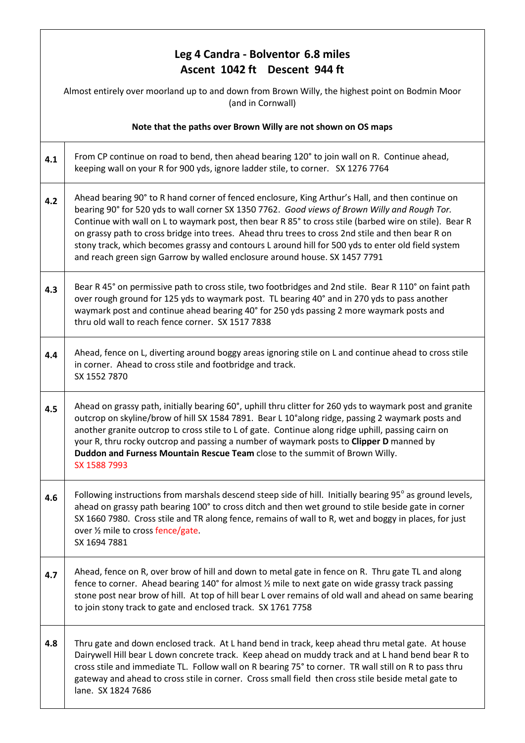## Leg 4 Candra - Bolventor 6.8 miles
## Ascent 1042 ft Descent 944 ft

Almost entirely over moorland up to and down from Brown Willy, the highest point on Bodmin Moor (and in Cornwall)

**Note that the paths over Brown Willy are not shown on OS maps**

| | |
|---|---|
| **4.1** | From CP continue on road to bend, then ahead bearing 120° to join wall on R. Continue ahead, keeping wall on your R for 900 yds, ignore ladder stile, to corner. SX 1276 7764 |
| **4.2** | Ahead bearing 90° to R hand corner of fenced enclosure, King Arthur's Hall, and then continue on bearing 90° for 520 yds to wall corner SX 1350 7762. *Good views of Brown Willy and Rough Tor.* Continue with wall on L to waymark post, then bear R 85° to cross stile (barbed wire on stile). Bear R on grassy path to cross bridge into trees. Ahead thru trees to cross 2nd stile and then bear R on stony track, which becomes grassy and contours L around hill for 500 yds to enter old field system and reach green sign Garrow by walled enclosure around house. SX 1457 7791 |
| **4.3** | Bear R 45° on permissive path to cross stile, two footbridges and 2nd stile. Bear R 110° on faint path over rough ground for 125 yds to waymark post. TL bearing 40° and in 270 yds to pass another waymark post and continue ahead bearing 40° for 250 yds passing 2 more waymark posts and thru old wall to reach fence corner. SX 1517 7838 |
| **4.4** | Ahead, fence on L, diverting around boggy areas ignoring stile on L and continue ahead to cross stile in corner. Ahead to cross stile and footbridge and track. SX 1552 7870 |
| **4.5** | Ahead on grassy path, initially bearing 60°, uphill thru clitter for 260 yds to waymark post and granite outcrop on skyline/brow of hill SX 1584 7891. Bear L 10°along ridge, passing 2 waymark posts and another granite outcrop to cross stile to L of gate. Continue along ridge uphill, passing cairn on your R, thru rocky outcrop and passing a number of waymark posts to **Clipper D** manned by **Duddon and Furness Mountain Rescue Team** close to the summit of Brown Willy. SX 1588 7993 |
| **4.6** | Following instructions from marshals descend steep side of hill. Initially bearing 95° as ground levels, ahead on grassy path bearing 100° to cross ditch and then wet ground to stile beside gate in corner SX 1660 7980. Cross stile and TR along fence, remains of wall to R, wet and boggy in places, for just over ½ mile to cross fence/gate. SX 1694 7881 |
| **4.7** | Ahead, fence on R, over brow of hill and down to metal gate in fence on R. Thru gate TL and along fence to corner. Ahead bearing 140° for almost ½ mile to next gate on wide grassy track passing stone post near brow of hill. At top of hill bear L over remains of old wall and ahead on same bearing to join stony track to gate and enclosed track. SX 1761 7758 |
| **4.8** | Thru gate and down enclosed track. At L hand bend in track, keep ahead thru metal gate. At house Dairywell Hill bear L down concrete track. Keep ahead on muddy track and at L hand bend bear R to cross stile and immediate TL. Follow wall on R bearing 75° to corner. TR wall still on R to pass thru gateway and ahead to cross stile in corner. Cross small field then cross stile beside metal gate to lane. SX 1824 7686 |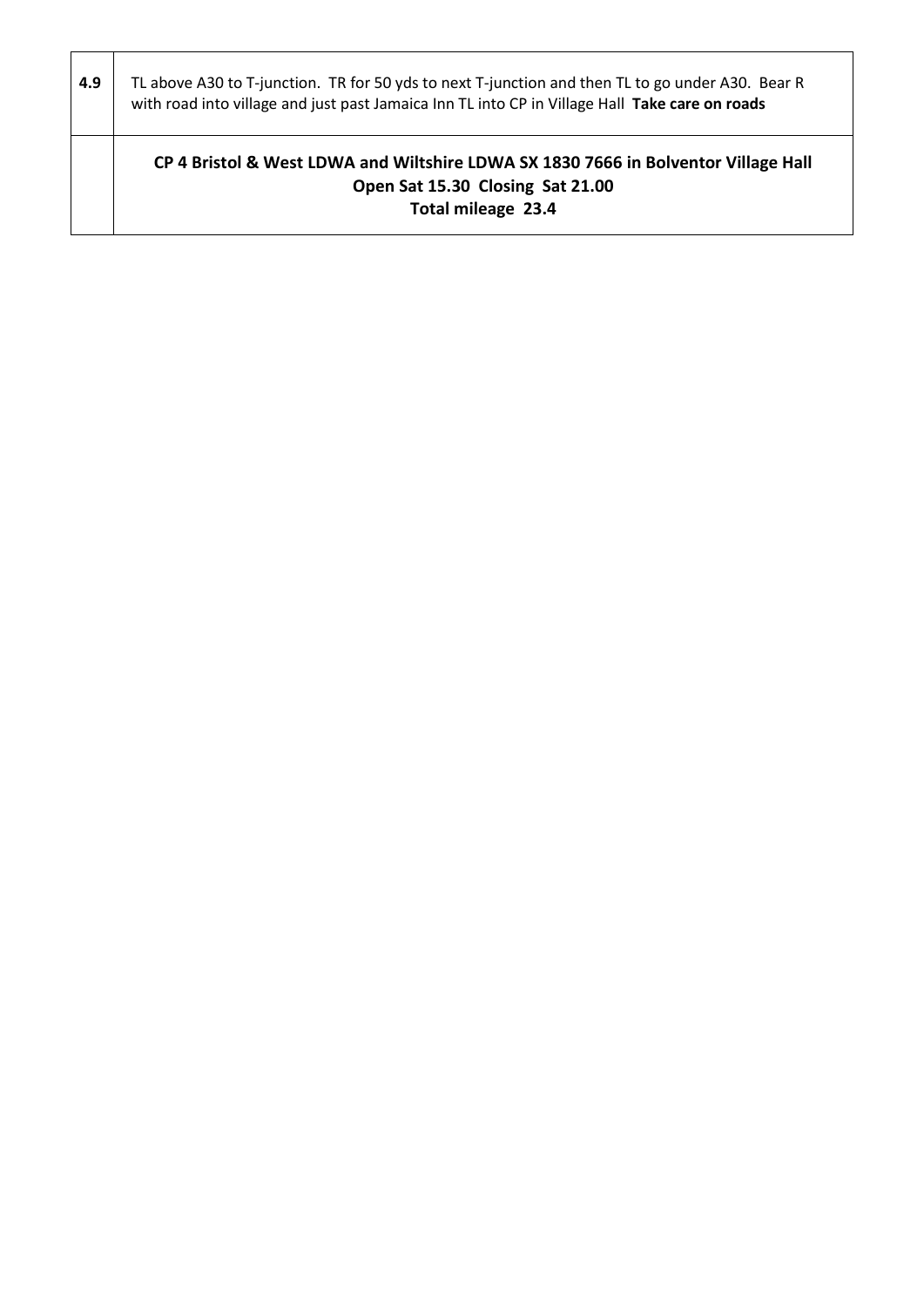| | |
|---|---|
| **4.9** | TL above A30 to T-junction. TR for 50 yds to next T-junction and then TL to go under A30. Bear R with road into village and just past Jamaica Inn TL into CP in Village Hall **Take care on roads** |
| | **CP 4 Bristol & West LDWA and Wiltshire LDWA SX 1830 7666 in Bolventor Village Hall**<br>**Open Sat 15.30 Closing Sat 21.00**<br>**Total mileage 23.4** |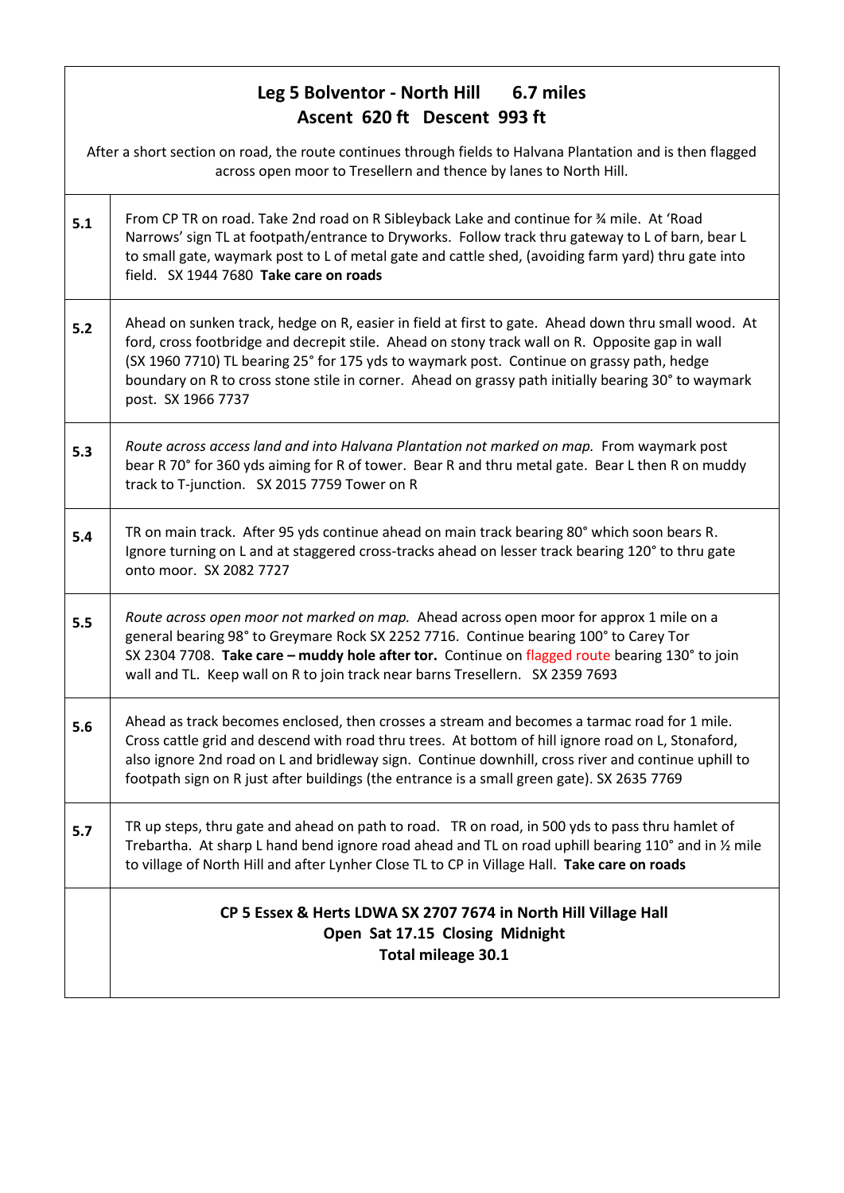## Leg 5 Bolventor - North Hill 6.7 miles
## Ascent 620 ft Descent 993 ft

After a short section on road, the route continues through fields to Halvana Plantation and is then flagged across open moor to Tresellern and thence by lanes to North Hill.

| | |
|---|---|
| **5.1** | From CP TR on road. Take 2nd road on R Sibleyback Lake and continue for ¾ mile. At 'Road Narrows' sign TL at footpath/entrance to Dryworks. Follow track thru gateway to L of barn, bear L to small gate, waymark post to L of metal gate and cattle shed, (avoiding farm yard) thru gate into field. SX 1944 7680 **Take care on roads** |
| **5.2** | Ahead on sunken track, hedge on R, easier in field at first to gate. Ahead down thru small wood. At ford, cross footbridge and decrepit stile. Ahead on stony track wall on R. Opposite gap in wall (SX 1960 7710) TL bearing 25° for 175 yds to waymark post. Continue on grassy path, hedge boundary on R to cross stone stile in corner. Ahead on grassy path initially bearing 30° to waymark post. SX 1966 7737 |
| **5.3** | *Route across access land and into Halvana Plantation not marked on map.* From waymark post bear R 70° for 360 yds aiming for R of tower. Bear R and thru metal gate. Bear L then R on muddy track to T-junction. SX 2015 7759 Tower on R |
| **5.4** | TR on main track. After 95 yds continue ahead on main track bearing 80° which soon bears R. Ignore turning on L and at staggered cross-tracks ahead on lesser track bearing 120° to thru gate onto moor. SX 2082 7727 |
| **5.5** | *Route across open moor not marked on map.* Ahead across open moor for approx 1 mile on a general bearing 98° to Greymare Rock SX 2252 7716. Continue bearing 100° to Carey Tor SX 2304 7708. **Take care – muddy hole after tor.** Continue on flagged route bearing 130° to join wall and TL. Keep wall on R to join track near barns Tresellern. SX 2359 7693 |
| **5.6** | Ahead as track becomes enclosed, then crosses a stream and becomes a tarmac road for 1 mile. Cross cattle grid and descend with road thru trees. At bottom of hill ignore road on L, Stonaford, also ignore 2nd road on L and bridleway sign. Continue downhill, cross river and continue uphill to footpath sign on R just after buildings (the entrance is a small green gate). SX 2635 7769 |
| **5.7** | TR up steps, thru gate and ahead on path to road. TR on road, in 500 yds to pass thru hamlet of Trebartha. At sharp L hand bend ignore road ahead and TL on road uphill bearing 110° and in ½ mile to village of North Hill and after Lynher Close TL to CP in Village Hall. **Take care on roads** |
| | **CP 5 Essex & Herts LDWA SX 2707 7674 in North Hill Village Hall**<br>**Open Sat 17.15 Closing Midnight**<br>**Total mileage 30.1** |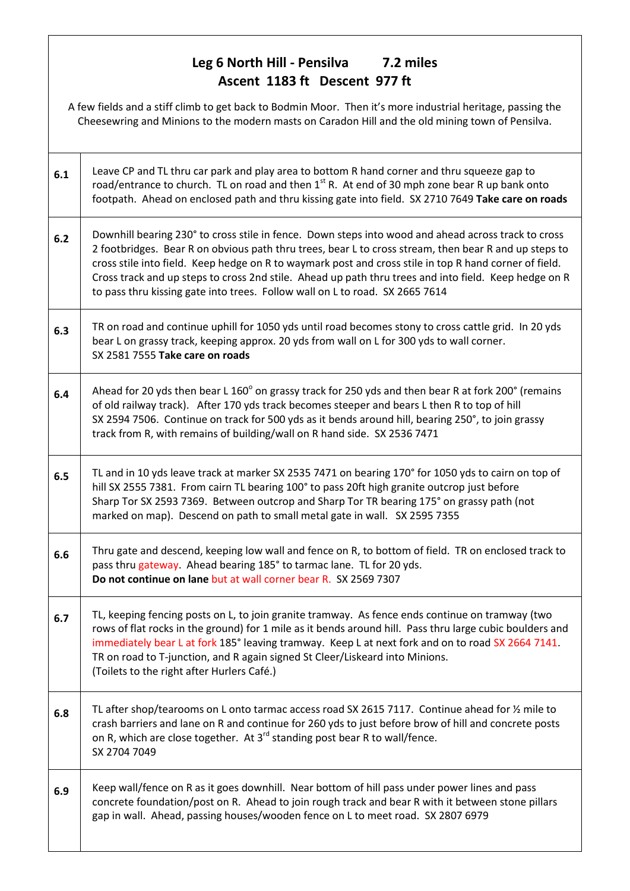## Leg 6 North Hill - Pensilva 7.2 miles
## Ascent 1183 ft Descent 977 ft

A few fields and a stiff climb to get back to Bodmin Moor. Then it's more industrial heritage, passing the Cheesewring and Minions to the modern masts on Caradon Hill and the old mining town of Pensilva.

| | |
|---|---|
| 6.1 | Leave CP and TL thru car park and play area to bottom R hand corner and thru squeeze gap to road/entrance to church. TL on road and then 1st R. At end of 30 mph zone bear R up bank onto footpath. Ahead on enclosed path and thru kissing gate into field. SX 2710 7649 **Take care on roads** |
| 6.2 | Downhill bearing 230° to cross stile in fence. Down steps into wood and ahead across track to cross 2 footbridges. Bear R on obvious path thru trees, bear L to cross stream, then bear R and up steps to cross stile into field. Keep hedge on R to waymark post and cross stile in top R hand corner of field. Cross track and up steps to cross 2nd stile. Ahead up path thru trees and into field. Keep hedge on R to pass thru kissing gate into trees. Follow wall on L to road. SX 2665 7614 |
| 6.3 | TR on road and continue uphill for 1050 yds until road becomes stony to cross cattle grid. In 20 yds bear L on grassy track, keeping approx. 20 yds from wall on L for 300 yds to wall corner. SX 2581 7555 **Take care on roads** |
| 6.4 | Ahead for 20 yds then bear L 160° on grassy track for 250 yds and then bear R at fork 200° (remains of old railway track). After 170 yds track becomes steeper and bears L then R to top of hill SX 2594 7506. Continue on track for 500 yds as it bends around hill, bearing 250°, to join grassy track from R, with remains of building/wall on R hand side. SX 2536 7471 |
| 6.5 | TL and in 10 yds leave track at marker SX 2535 7471 on bearing 170° for 1050 yds to cairn on top of hill SX 2555 7381. From cairn TL bearing 100° to pass 20ft high granite outcrop just before Sharp Tor SX 2593 7369. Between outcrop and Sharp Tor TR bearing 175° on grassy path (not marked on map). Descend on path to small metal gate in wall. SX 2595 7355 |
| 6.6 | Thru gate and descend, keeping low wall and fence on R, to bottom of field. TR on enclosed track to pass thru gateway. Ahead bearing 185° to tarmac lane. TL for 20 yds. **Do not continue on lane** but at wall corner bear R. SX 2569 7307 |
| 6.7 | TL, keeping fencing posts on L, to join granite tramway. As fence ends continue on tramway (two rows of flat rocks in the ground) for 1 mile as it bends around hill. Pass thru large cubic boulders and immediately bear L at fork 185° leaving tramway. Keep L at next fork and on to road SX 2664 7141. TR on road to T-junction, and R again signed St Cleer/Liskeard into Minions. (Toilets to the right after Hurlers Café.) |
| 6.8 | TL after shop/tearooms on L onto tarmac access road SX 2615 7117. Continue ahead for ½ mile to crash barriers and lane on R and continue for 260 yds to just before brow of hill and concrete posts on R, which are close together. At 3rd standing post bear R to wall/fence. SX 2704 7049 |
| 6.9 | Keep wall/fence on R as it goes downhill. Near bottom of hill pass under power lines and pass concrete foundation/post on R. Ahead to join rough track and bear R with it between stone pillars gap in wall. Ahead, passing houses/wooden fence on L to meet road. SX 2807 6979 |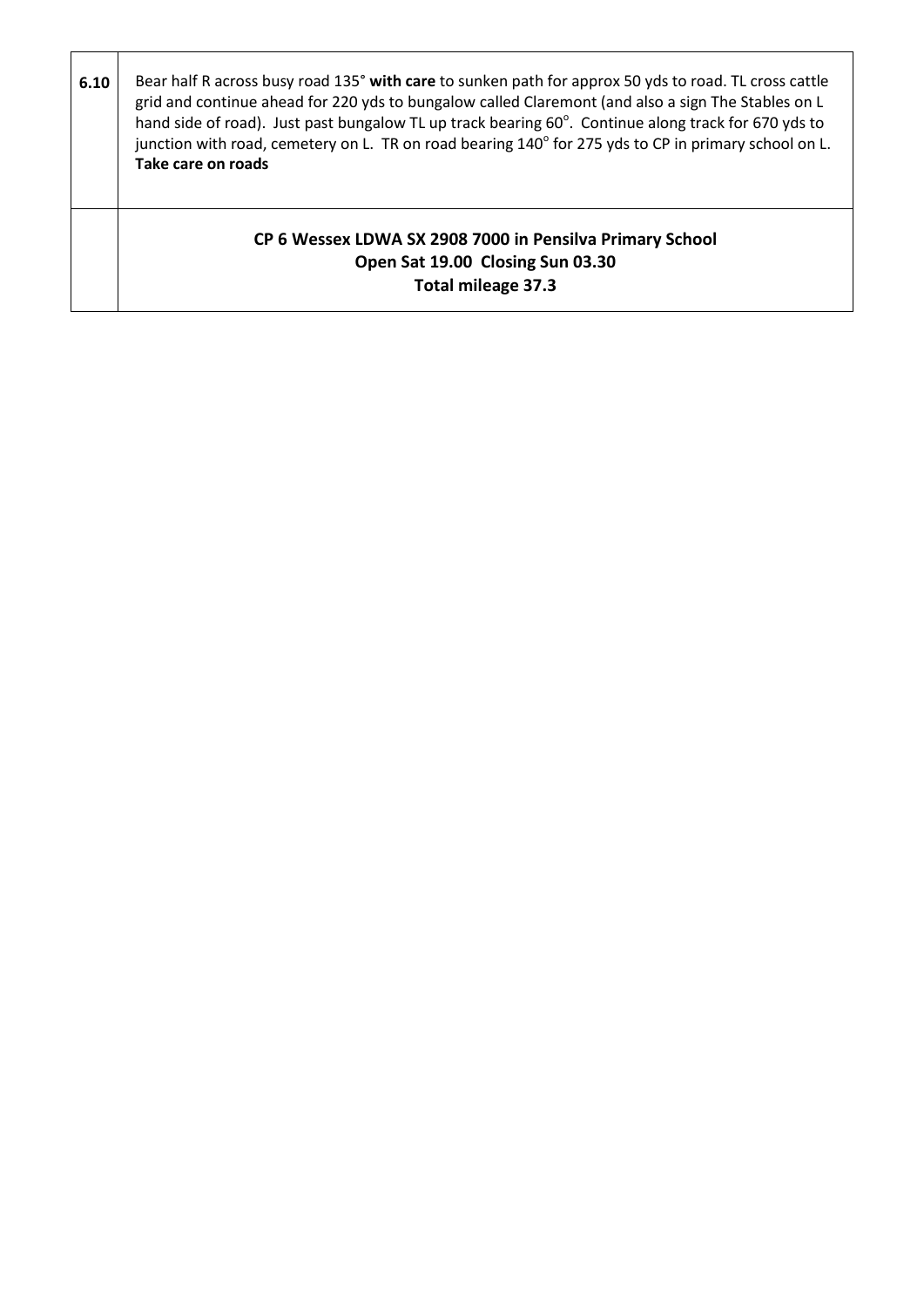| | |
|---|---|
| **6.10** | Bear half R across busy road 135° **with care** to sunken path for approx 50 yds to road. TL cross cattle grid and continue ahead for 220 yds to bungalow called Claremont (and also a sign The Stables on L hand side of road). Just past bungalow TL up track bearing 60°. Continue along track for 670 yds to junction with road, cemetery on L. TR on road bearing 140° for 275 yds to CP in primary school on L. **Take care on roads** |
| | **CP 6 Wessex LDWA SX 2908 7000 in Pensilva Primary School**<br>**Open Sat 19.00 Closing Sun 03.30**<br>**Total mileage 37.3** |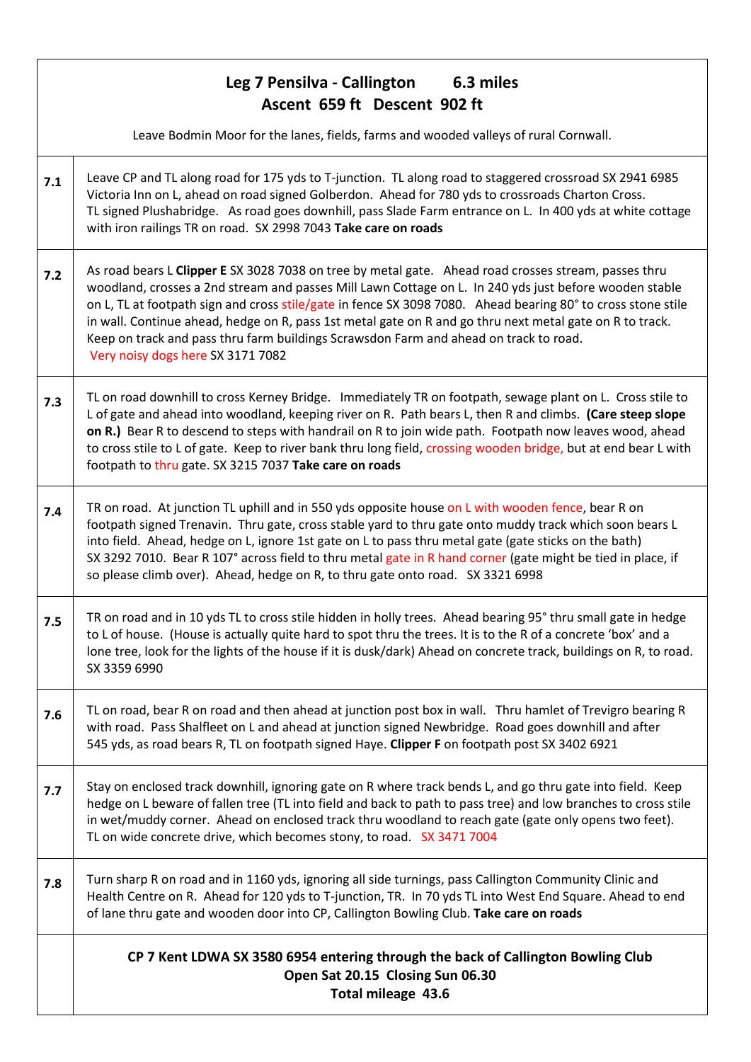## Leg 7 Pensilva - Callington 6.3 miles
## Ascent 659 ft Descent 902 ft

Leave Bodmin Moor for the lanes, fields, farms and wooded valleys of rural Cornwall.

| | |
|---|---|
| **7.1** | Leave CP and TL along road for 175 yds to T-junction. TL along road to staggered crossroad SX 2941 6985 Victoria Inn on L, ahead on road signed Golberdon. Ahead for 780 yds to crossroads Charton Cross. TL signed Plushabridge. As road goes downhill, pass Slade Farm entrance on L. In 400 yds at white cottage with iron railings TR on road. SX 2998 7043 **Take care on roads** |
| **7.2** | As road bears L **Clipper E** SX 3028 7038 on tree by metal gate. Ahead road crosses stream, passes thru woodland, crosses a 2nd stream and passes Mill Lawn Cottage on L. In 240 yds just before wooden stable on L, TL at footpath sign and cross stile/gate in fence SX 3098 7080. Ahead bearing 80° to cross stone stile in wall. Continue ahead, hedge on R, pass 1st metal gate on R and go thru next metal gate on R to track. Keep on track and pass thru farm buildings Scrawsdon Farm and ahead on track to road. Very noisy dogs here SX 3171 7082 |
| **7.3** | TL on road downhill to cross Kerney Bridge. Immediately TR on footpath, sewage plant on L. Cross stile to L of gate and ahead into woodland, keeping river on R. Path bears L, then R and climbs. **(Care steep slope on R.)** Bear R to descend to steps with handrail on R to join wide path. Footpath now leaves wood, ahead to cross stile to L of gate. Keep to river bank thru long field, crossing wooden bridge, but at end bear L with footpath to thru gate. SX 3215 7037 **Take care on roads** |
| **7.4** | TR on road. At junction TL uphill and in 550 yds opposite house on L with wooden fence, bear R on footpath signed Trenavin. Thru gate, cross stable yard to thru gate onto muddy track which soon bears L into field. Ahead, hedge on L, ignore 1st gate on L to pass thru metal gate (gate sticks on the bath) SX 3292 7010. Bear R 107° across field to thru metal gate in R hand corner (gate might be tied in place, if so please climb over). Ahead, hedge on R, to thru gate onto road. SX 3321 6998 |
| **7.5** | TR on road and in 10 yds TL to cross stile hidden in holly trees. Ahead bearing 95° thru small gate in hedge to L of house. (House is actually quite hard to spot thru the trees. It is to the R of a concrete 'box' and a lone tree, look for the lights of the house if it is dusk/dark) Ahead on concrete track, buildings on R, to road. SX 3359 6990 |
| **7.6** | TL on road, bear R on road and then ahead at junction post box in wall. Thru hamlet of Trevigro bearing R with road. Pass Shalfleet on L and ahead at junction signed Newbridge. Road goes downhill and after 545 yds, as road bears R, TL on footpath signed Haye. **Clipper F** on footpath post SX 3402 6921 |
| **7.7** | Stay on enclosed track downhill, ignoring gate on R where track bends L, and go thru gate into field. Keep hedge on L beware of fallen tree (TL into field and back to path to pass tree) and low branches to cross stile in wet/muddy corner. Ahead on enclosed track thru woodland to reach gate (gate only opens two feet). TL on wide concrete drive, which becomes stony, to road. SX 3471 7004 |
| **7.8** | Turn sharp R on road and in 1160 yds, ignoring all side turnings, pass Callington Community Clinic and Health Centre on R. Ahead for 120 yds to T-junction, TR. In 70 yds TL into West End Square. Ahead to end of lane thru gate and wooden door into CP, Callington Bowling Club. **Take care on roads** |
| | **CP 7 Kent LDWA SX 3580 6954 entering through the back of Callington Bowling Club**<br>**Open Sat 20.15 Closing Sun 06.30**<br>**Total mileage 43.6** |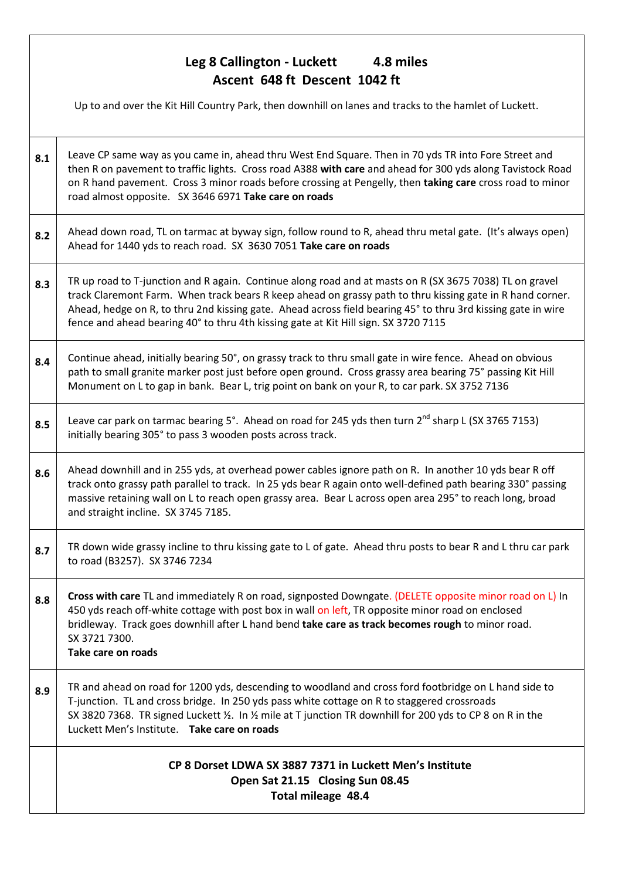## Leg 8 Callington - Luckett 4.8 miles
## Ascent 648 ft Descent 1042 ft

Up to and over the Kit Hill Country Park, then downhill on lanes and tracks to the hamlet of Luckett.

| | |
|---|---|
| **8.1** | Leave CP same way as you came in, ahead thru West End Square. Then in 70 yds TR into Fore Street and then R on pavement to traffic lights. Cross road A388 **with care** and ahead for 300 yds along Tavistock Road on R hand pavement. Cross 3 minor roads before crossing at Pengelly, then **taking care** cross road to minor road almost opposite. SX 3646 6971 **Take care on roads** |
| **8.2** | Ahead down road, TL on tarmac at byway sign, follow round to R, ahead thru metal gate. (It's always open) Ahead for 1440 yds to reach road. SX 3630 7051 **Take care on roads** |
| **8.3** | TR up road to T-junction and R again. Continue along road and at masts on R (SX 3675 7038) TL on gravel track Claremont Farm. When track bears R keep ahead on grassy path to thru kissing gate in R hand corner. Ahead, hedge on R, to thru 2nd kissing gate. Ahead across field bearing 45° to thru 3rd kissing gate in wire fence and ahead bearing 40° to thru 4th kissing gate at Kit Hill sign. SX 3720 7115 |
| **8.4** | Continue ahead, initially bearing 50°, on grassy track to thru small gate in wire fence. Ahead on obvious path to small granite marker post just before open ground. Cross grassy area bearing 75° passing Kit Hill Monument on L to gap in bank. Bear L, trig point on bank on your R, to car park. SX 3752 7136 |
| **8.5** | Leave car park on tarmac bearing 5°. Ahead on road for 245 yds then turn 2nd sharp L (SX 3765 7153) initially bearing 305° to pass 3 wooden posts across track. |
| **8.6** | Ahead downhill and in 255 yds, at overhead power cables ignore path on R. In another 10 yds bear R off track onto grassy path parallel to track. In 25 yds bear R again onto well-defined path bearing 330° passing massive retaining wall on L to reach open grassy area. Bear L across open area 295° to reach long, broad and straight incline. SX 3745 7185. |
| **8.7** | TR down wide grassy incline to thru kissing gate to L of gate. Ahead thru posts to bear R and L thru car park to road (B3257). SX 3746 7234 |
| **8.8** | **Cross with care** TL and immediately R on road, signposted Downgate. (DELETE opposite minor road on L) In 450 yds reach off-white cottage with post box in wall on left, TR opposite minor road on enclosed bridleway. Track goes downhill after L hand bend **take care as track becomes rough** to minor road. SX 3721 7300. **Take care on roads** |
| **8.9** | TR and ahead on road for 1200 yds, descending to woodland and cross ford footbridge on L hand side to T-junction. TL and cross bridge. In 250 yds pass white cottage on R to staggered crossroads SX 3820 7368. TR signed Luckett ½. In ½ mile at T junction TR downhill for 200 yds to CP 8 on R in the Luckett Men's Institute. **Take care on roads** |
| | **CP 8 Dorset LDWA SX 3887 7371 in Luckett Men's Institute**<br>**Open Sat 21.15 Closing Sun 08.45**<br>**Total mileage 48.4** |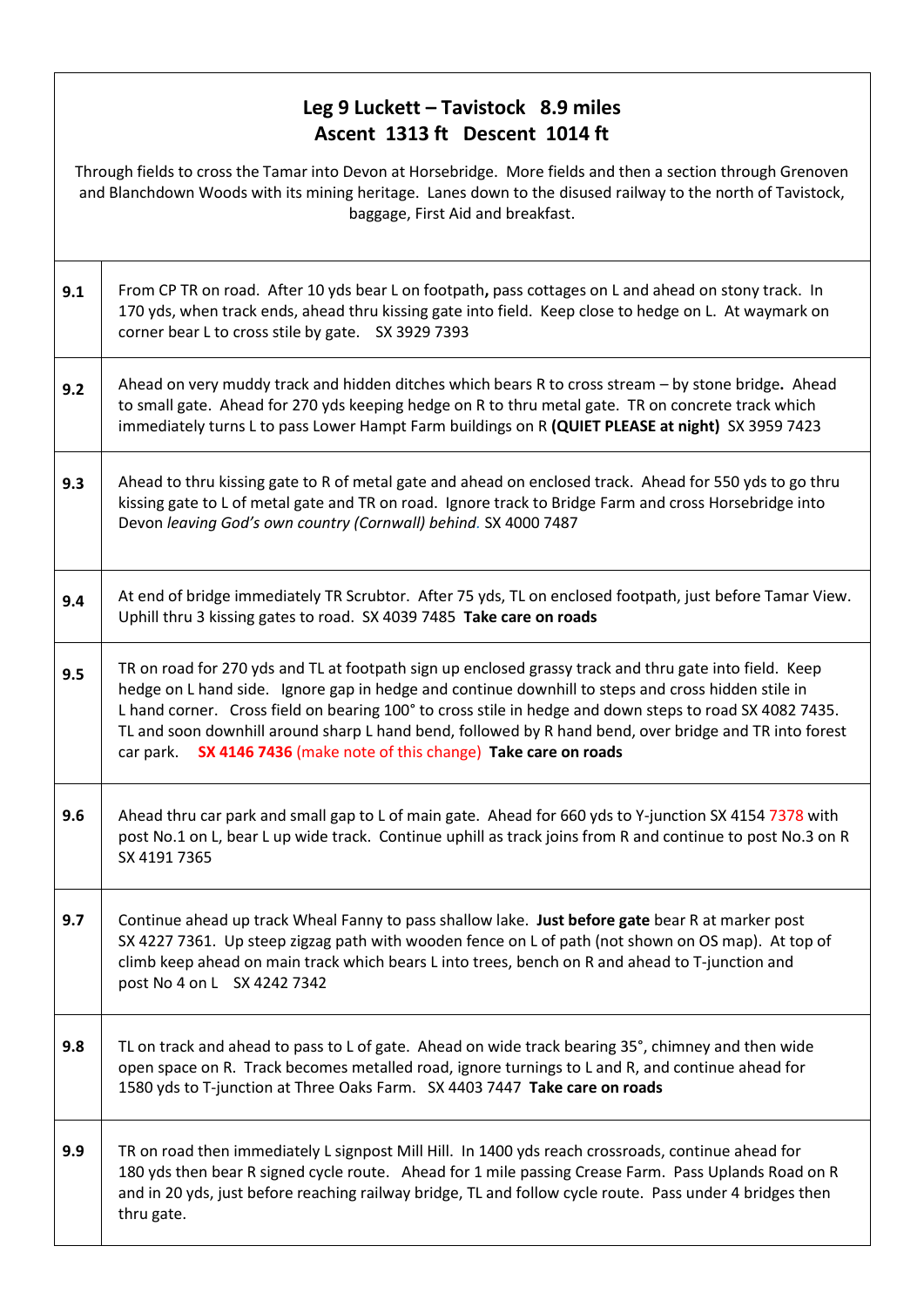## Leg 9 Luckett – Tavistock 8.9 miles
### Ascent 1313 ft Descent 1014 ft

Through fields to cross the Tamar into Devon at Horsebridge. More fields and then a section through Grenoven and Blanchdown Woods with its mining heritage. Lanes down to the disused railway to the north of Tavistock, baggage, First Aid and breakfast.

| | |
|---|---|
| **9.1** | From CP TR on road. After 10 yds bear L on footpath**,** pass cottages on L and ahead on stony track. In 170 yds, when track ends, ahead thru kissing gate into field. Keep close to hedge on L. At waymark on corner bear L to cross stile by gate. SX 3929 7393 |
| **9.2** | Ahead on very muddy track and hidden ditches which bears R to cross stream – by stone bridge**.** Ahead to small gate. Ahead for 270 yds keeping hedge on R to thru metal gate. TR on concrete track which immediately turns L to pass Lower Hampt Farm buildings on R **(QUIET PLEASE at night)** SX 3959 7423 |
| **9.3** | Ahead to thru kissing gate to R of metal gate and ahead on enclosed track. Ahead for 550 yds to go thru kissing gate to L of metal gate and TR on road. Ignore track to Bridge Farm and cross Horsebridge into Devon *leaving God's own country (Cornwall) behind.* SX 4000 7487 |
| **9.4** | At end of bridge immediately TR Scrubtor. After 75 yds, TL on enclosed footpath, just before Tamar View. Uphill thru 3 kissing gates to road. SX 4039 7485 **Take care on roads** |
| **9.5** | TR on road for 270 yds and TL at footpath sign up enclosed grassy track and thru gate into field. Keep hedge on L hand side. Ignore gap in hedge and continue downhill to steps and cross hidden stile in L hand corner. Cross field on bearing 100° to cross stile in hedge and down steps to road SX 4082 7435. TL and soon downhill around sharp L hand bend, followed by R hand bend, over bridge and TR into forest car park. **SX 4146 7436** (make note of this change) **Take care on roads** |
| **9.6** | Ahead thru car park and small gap to L of main gate. Ahead for 660 yds to Y-junction SX 4154 7378 with post No.1 on L, bear L up wide track. Continue uphill as track joins from R and continue to post No.3 on R SX 4191 7365 |
| **9.7** | Continue ahead up track Wheal Fanny to pass shallow lake. **Just before gate** bear R at marker post SX 4227 7361. Up steep zigzag path with wooden fence on L of path (not shown on OS map). At top of climb keep ahead on main track which bears L into trees, bench on R and ahead to T-junction and post No 4 on L SX 4242 7342 |
| **9.8** | TL on track and ahead to pass to L of gate. Ahead on wide track bearing 35°, chimney and then wide open space on R. Track becomes metalled road, ignore turnings to L and R, and continue ahead for 1580 yds to T-junction at Three Oaks Farm. SX 4403 7447 **Take care on roads** |
| **9.9** | TR on road then immediately L signpost Mill Hill. In 1400 yds reach crossroads, continue ahead for 180 yds then bear R signed cycle route. Ahead for 1 mile passing Crease Farm. Pass Uplands Road on R and in 20 yds, just before reaching railway bridge, TL and follow cycle route. Pass under 4 bridges then thru gate. |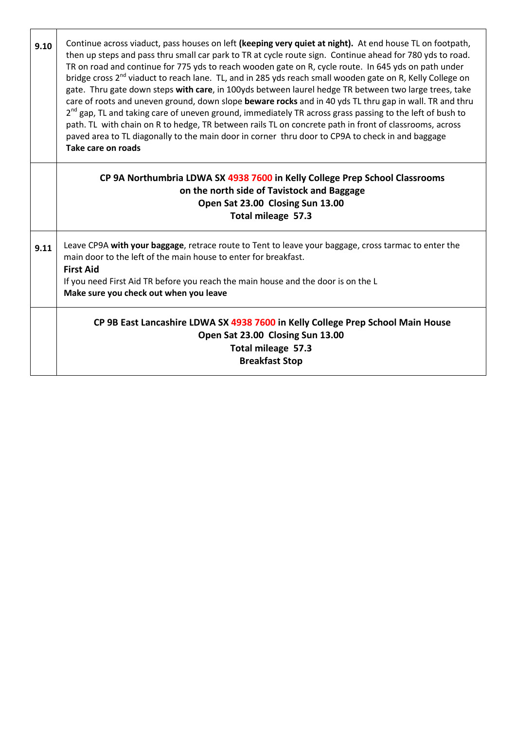| | |
|---|---|
| **9.10** | Continue across viaduct, pass houses on left **(keeping very quiet at night).** At end house TL on footpath, then up steps and pass thru small car park to TR at cycle route sign. Continue ahead for 780 yds to road. TR on road and continue for 775 yds to reach wooden gate on R, cycle route. In 645 yds on path under bridge cross 2nd viaduct to reach lane. TL, and in 285 yds reach small wooden gate on R, Kelly College on gate. Thru gate down steps **with care**, in 100yds between laurel hedge TR between two large trees, take care of roots and uneven ground, down slope **beware rocks** and in 40 yds TL thru gap in wall. TR and thru 2nd gap, TL and taking care of uneven ground, immediately TR across grass passing to the left of bush to path. TL with chain on R to hedge, TR between rails TL on concrete path in front of classrooms, across paved area to TL diagonally to the main door in corner thru door to CP9A to check in and baggage<br>**Take care on roads** |
| | **CP 9A Northumbria LDWA SX 4938 7600 in Kelly College Prep School Classrooms on the north side of Tavistock and Baggage**<br>**Open Sat 23.00 Closing Sun 13.00**<br>**Total mileage 57.3** |
| **9.11** | Leave CP9A **with your baggage**, retrace route to Tent to leave your baggage, cross tarmac to enter the main door to the left of the main house to enter for breakfast.<br>**First Aid**<br>If you need First Aid TR before you reach the main house and the door is on the L<br>**Make sure you check out when you leave** |
| | **CP 9B East Lancashire LDWA SX 4938 7600 in Kelly College Prep School Main House**<br>**Open Sat 23.00 Closing Sun 13.00**<br>**Total mileage 57.3**<br>**Breakfast Stop** |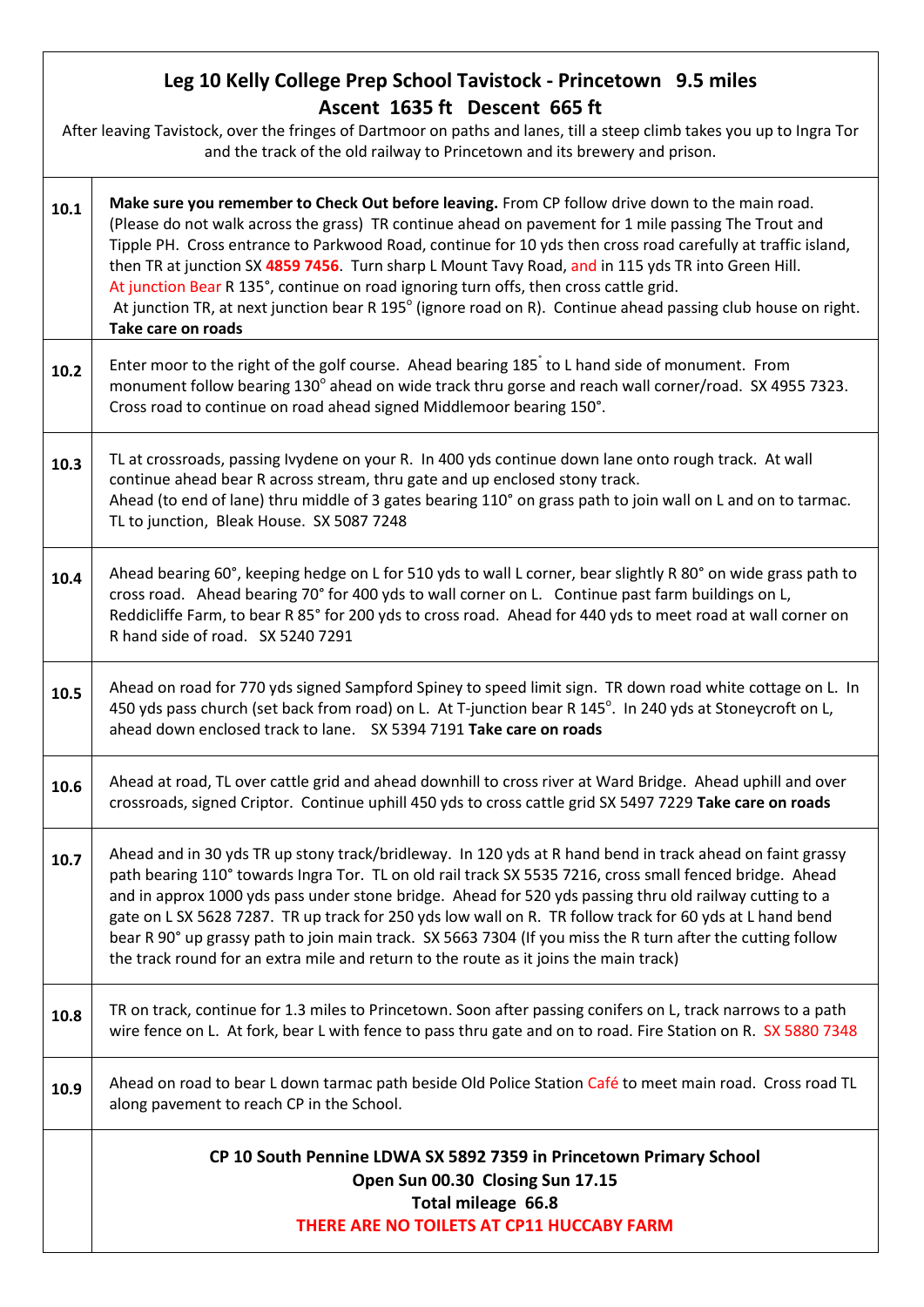## Leg 10 Kelly College Prep School Tavistock - Princetown 9.5 miles
### Ascent 1635 ft Descent 665 ft

After leaving Tavistock, over the fringes of Dartmoor on paths and lanes, till a steep climb takes you up to Ingra Tor and the track of the old railway to Princetown and its brewery and prison.

| | |
|---|---|
| 10.1 | **Make sure you remember to Check Out before leaving.** From CP follow drive down to the main road. (Please do not walk across the grass) TR continue ahead on pavement for 1 mile passing The Trout and Tipple PH. Cross entrance to Parkwood Road, continue for 10 yds then cross road carefully at traffic island, then TR at junction SX **4859 7456**. Turn sharp L Mount Tavy Road, and in 115 yds TR into Green Hill. At junction Bear R 135°, continue on road ignoring turn offs, then cross cattle grid. At junction TR, at next junction bear R 195° (ignore road on R). Continue ahead passing club house on right. **Take care on roads** |
| 10.2 | Enter moor to the right of the golf course. Ahead bearing 185° to L hand side of monument. From monument follow bearing 130° ahead on wide track thru gorse and reach wall corner/road. SX 4955 7323. Cross road to continue on road ahead signed Middlemoor bearing 150°. |
| 10.3 | TL at crossroads, passing Ivydene on your R. In 400 yds continue down lane onto rough track. At wall continue ahead bear R across stream, thru gate and up enclosed stony track. Ahead (to end of lane) thru middle of 3 gates bearing 110° on grass path to join wall on L and on to tarmac. TL to junction, Bleak House. SX 5087 7248 |
| 10.4 | Ahead bearing 60°, keeping hedge on L for 510 yds to wall L corner, bear slightly R 80° on wide grass path to cross road. Ahead bearing 70° for 400 yds to wall corner on L. Continue past farm buildings on L, Reddicliffe Farm, to bear R 85° for 200 yds to cross road. Ahead for 440 yds to meet road at wall corner on R hand side of road. SX 5240 7291 |
| 10.5 | Ahead on road for 770 yds signed Sampford Spiney to speed limit sign. TR down road white cottage on L. In 450 yds pass church (set back from road) on L. At T-junction bear R 145°. In 240 yds at Stoneycroft on L, ahead down enclosed track to lane. SX 5394 7191 **Take care on roads** |
| 10.6 | Ahead at road, TL over cattle grid and ahead downhill to cross river at Ward Bridge. Ahead uphill and over crossroads, signed Criptor. Continue uphill 450 yds to cross cattle grid SX 5497 7229 **Take care on roads** |
| 10.7 | Ahead and in 30 yds TR up stony track/bridleway. In 120 yds at R hand bend in track ahead on faint grassy path bearing 110° towards Ingra Tor. TL on old rail track SX 5535 7216, cross small fenced bridge. Ahead and in approx 1000 yds pass under stone bridge. Ahead for 520 yds passing thru old railway cutting to a gate on L SX 5628 7287. TR up track for 250 yds low wall on R. TR follow track for 60 yds at L hand bend bear R 90° up grassy path to join main track. SX 5663 7304 (If you miss the R turn after the cutting follow the track round for an extra mile and return to the route as it joins the main track) |
| 10.8 | TR on track, continue for 1.3 miles to Princetown. Soon after passing conifers on L, track narrows to a path wire fence on L. At fork, bear L with fence to pass thru gate and on to road. Fire Station on R. SX 5880 7348 |
| 10.9 | Ahead on road to bear L down tarmac path beside Old Police Station Café to meet main road. Cross road TL along pavement to reach CP in the School. |
| | **CP 10 South Pennine LDWA SX 5892 7359 in Princetown Primary School**<br>**Open Sun 00.30 Closing Sun 17.15**<br>**Total mileage 66.8**<br>**THERE ARE NO TOILETS AT CP11 HUCCABY FARM** |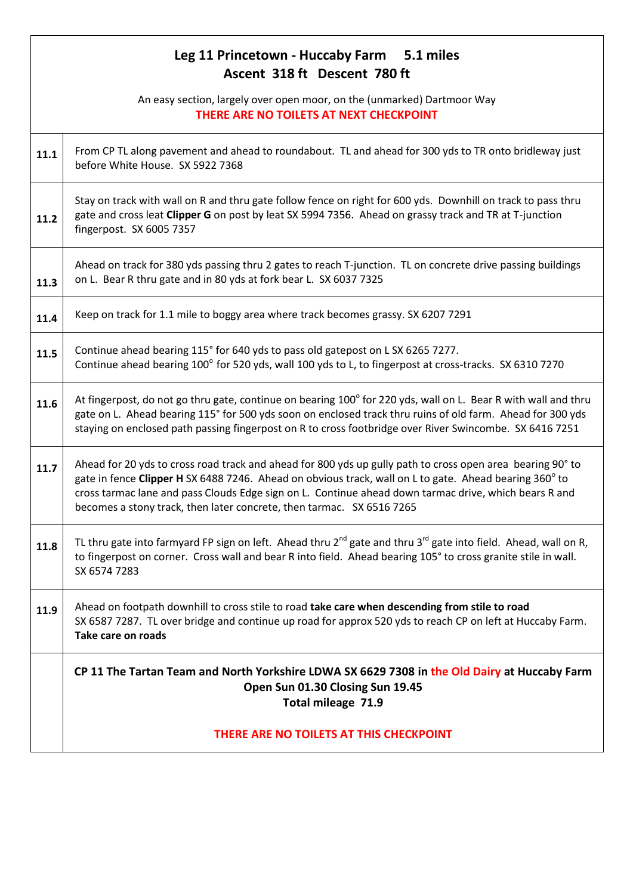## Leg 11 Princetown - Huccaby Farm 5.1 miles
### Ascent 318 ft Descent 780 ft

An easy section, largely over open moor, on the (unmarked) Dartmoor Way

**THERE ARE NO TOILETS AT NEXT CHECKPOINT**

| | |
|---|---|
| **11.1** | From CP TL along pavement and ahead to roundabout. TL and ahead for 300 yds to TR onto bridleway just before White House. SX 5922 7368 |
| **11.2** | Stay on track with wall on R and thru gate follow fence on right for 600 yds. Downhill on track to pass thru gate and cross leat **Clipper G** on post by leat SX 5994 7356. Ahead on grassy track and TR at T-junction fingerpost. SX 6005 7357 |
| **11.3** | Ahead on track for 380 yds passing thru 2 gates to reach T-junction. TL on concrete drive passing buildings on L. Bear R thru gate and in 80 yds at fork bear L. SX 6037 7325 |
| **11.4** | Keep on track for 1.1 mile to boggy area where track becomes grassy. SX 6207 7291 |
| **11.5** | Continue ahead bearing 115° for 640 yds to pass old gatepost on L SX 6265 7277. Continue ahead bearing 100° for 520 yds, wall 100 yds to L, to fingerpost at cross-tracks. SX 6310 7270 |
| **11.6** | At fingerpost, do not go thru gate, continue on bearing 100° for 220 yds, wall on L. Bear R with wall and thru gate on L. Ahead bearing 115° for 500 yds soon on enclosed track thru ruins of old farm. Ahead for 300 yds staying on enclosed path passing fingerpost on R to cross footbridge over River Swincombe. SX 6416 7251 |
| **11.7** | Ahead for 20 yds to cross road track and ahead for 800 yds up gully path to cross open area bearing 90° to gate in fence **Clipper H** SX 6488 7246. Ahead on obvious track, wall on L to gate. Ahead bearing 360° to cross tarmac lane and pass Clouds Edge sign on L. Continue ahead down tarmac drive, which bears R and becomes a stony track, then later concrete, then tarmac. SX 6516 7265 |
| **11.8** | TL thru gate into farmyard FP sign on left. Ahead thru 2nd gate and thru 3rd gate into field. Ahead, wall on R, to fingerpost on corner. Cross wall and bear R into field. Ahead bearing 105° to cross granite stile in wall. SX 6574 7283 |
| **11.9** | Ahead on footpath downhill to cross stile to road **take care when descending from stile to road** SX 6587 7287. TL over bridge and continue up road for approx 520 yds to reach CP on left at Huccaby Farm. **Take care on roads** |

**CP 11 The Tartan Team and North Yorkshire LDWA SX 6629 7308 in the Old Dairy at Huccaby Farm**
**Open Sun 01.30 Closing Sun 19.45**
**Total mileage 71.9**

**THERE ARE NO TOILETS AT THIS CHECKPOINT**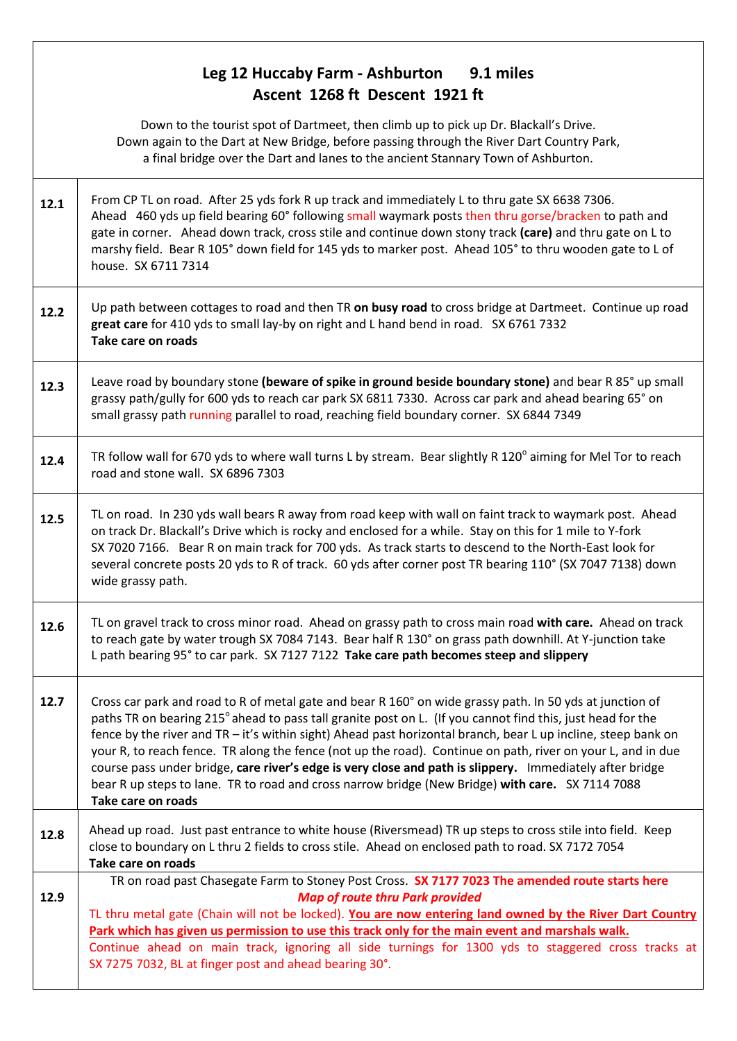## Leg 12 Huccaby Farm - Ashburton 9.1 miles
## Ascent 1268 ft Descent 1921 ft

Down to the tourist spot of Dartmeet, then climb up to pick up Dr. Blackall's Drive.
Down again to the Dart at New Bridge, before passing through the River Dart Country Park,
a final bridge over the Dart and lanes to the ancient Stannary Town of Ashburton.

| | |
|---|---|
| **12.1** | From CP TL on road. After 25 yds fork R up track and immediately L to thru gate SX 6638 7306. Ahead 460 yds up field bearing 60° following small waymark posts then thru gorse/bracken to path and gate in corner. Ahead down track, cross stile and continue down stony track **(care)** and thru gate on L to marshy field. Bear R 105° down field for 145 yds to marker post. Ahead 105° to thru wooden gate to L of house. SX 6711 7314 |
| **12.2** | Up path between cottages to road and then TR **on busy road** to cross bridge at Dartmeet. Continue up road **great care** for 410 yds to small lay-by on right and L hand bend in road. SX 6761 7332 **Take care on roads** |
| **12.3** | Leave road by boundary stone **(beware of spike in ground beside boundary stone)** and bear R 85° up small grassy path/gully for 600 yds to reach car park SX 6811 7330. Across car park and ahead bearing 65° on small grassy path running parallel to road, reaching field boundary corner. SX 6844 7349 |
| **12.4** | TR follow wall for 670 yds to where wall turns L by stream. Bear slightly R 120° aiming for Mel Tor to reach road and stone wall. SX 6896 7303 |
| **12.5** | TL on road. In 230 yds wall bears R away from road keep with wall on faint track to waymark post. Ahead on track Dr. Blackall's Drive which is rocky and enclosed for a while. Stay on this for 1 mile to Y-fork SX 7020 7166. Bear R on main track for 700 yds. As track starts to descend to the North-East look for several concrete posts 20 yds to R of track. 60 yds after corner post TR bearing 110° (SX 7047 7138) down wide grassy path. |
| **12.6** | TL on gravel track to cross minor road. Ahead on grassy path to cross main road **with care.** Ahead on track to reach gate by water trough SX 7084 7143. Bear half R 130° on grass path downhill. At Y-junction take L path bearing 95° to car park. SX 7127 7122 **Take care path becomes steep and slippery** |
| **12.7** | Cross car park and road to R of metal gate and bear R 160° on wide grassy path. In 50 yds at junction of paths TR on bearing 215° ahead to pass tall granite post on L. (If you cannot find this, just head for the fence by the river and TR – it's within sight) Ahead past horizontal branch, bear L up incline, steep bank on your R, to reach fence. TR along the fence (not up the road). Continue on path, river on your L, and in due course pass under bridge, **care river's edge is very close and path is slippery.** Immediately after bridge bear R up steps to lane. TR to road and cross narrow bridge (New Bridge) **with care.** SX 7114 7088 **Take care on roads** |
| **12.8** | Ahead up road. Just past entrance to white house (Riversmead) TR up steps to cross stile into field. Keep close to boundary on L thru 2 fields to cross stile. Ahead on enclosed path to road. SX 7172 7054 **Take care on roads** |
| **12.9** | TR on road past Chasegate Farm to Stoney Post Cross. **SX 7177 7023 The amended route starts here** ***Map of route thru Park provided*** TL thru metal gate (Chain will not be locked). **You are now entering land owned by the River Dart Country Park which has given us permission to use this track only for the main event and marshals walk.** Continue ahead on main track, ignoring all side turnings for 1300 yds to staggered cross tracks at SX 7275 7032, BL at finger post and ahead bearing 30°. |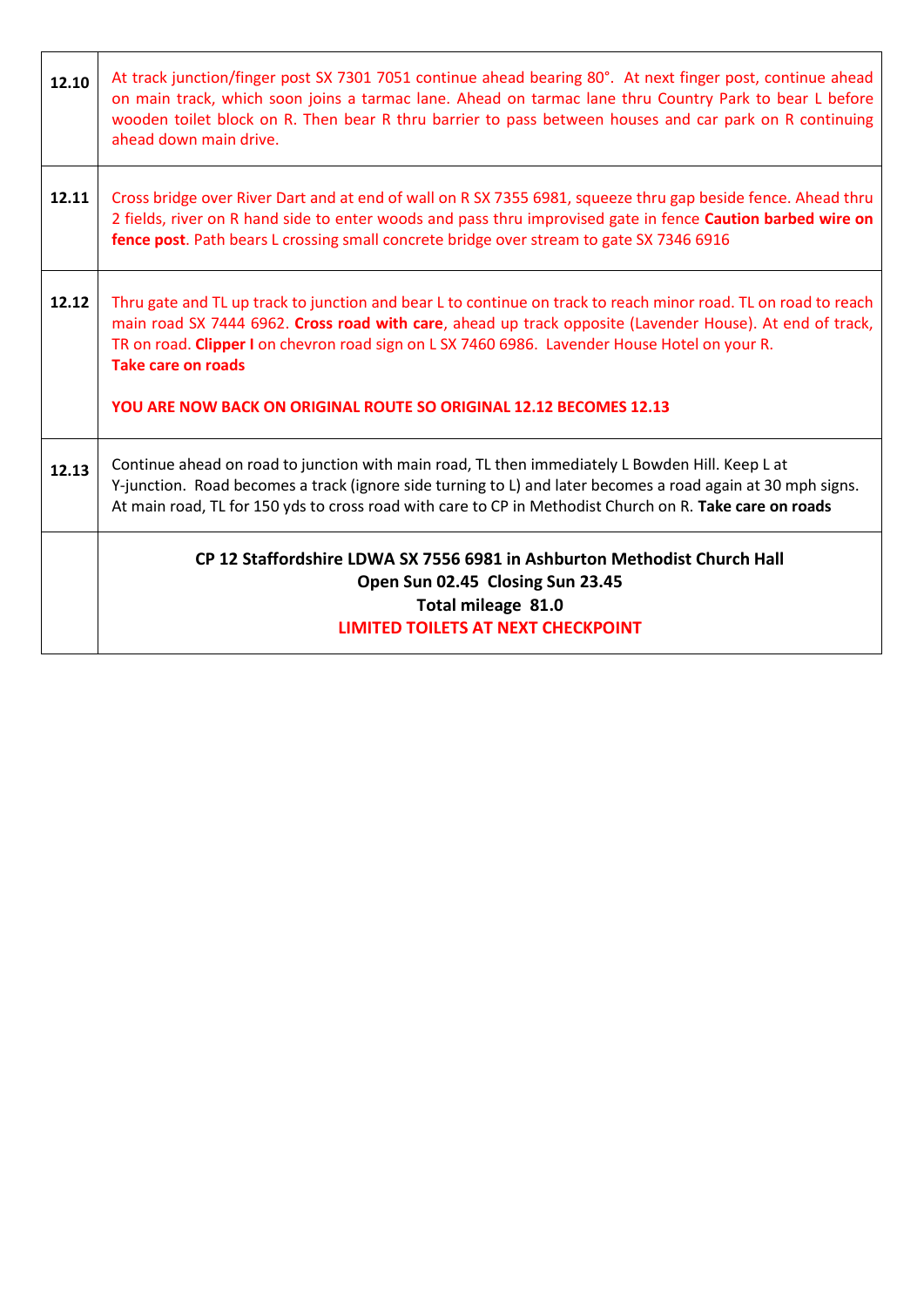| | |
|---|---|
| **12.10** | At track junction/finger post SX 7301 7051 continue ahead bearing 80°. At next finger post, continue ahead on main track, which soon joins a tarmac lane. Ahead on tarmac lane thru Country Park to bear L before wooden toilet block on R. Then bear R thru barrier to pass between houses and car park on R continuing ahead down main drive. |
| **12.11** | Cross bridge over River Dart and at end of wall on R SX 7355 6981, squeeze thru gap beside fence. Ahead thru 2 fields, river on R hand side to enter woods and pass thru improvised gate in fence **Caution barbed wire on fence post**. Path bears L crossing small concrete bridge over stream to gate SX 7346 6916 |
| **12.12** | Thru gate and TL up track to junction and bear L to continue on track to reach minor road. TL on road to reach main road SX 7444 6962. **Cross road with care**, ahead up track opposite (Lavender House). At end of track, TR on road. **Clipper I** on chevron road sign on L SX 7460 6986. Lavender House Hotel on your R. **Take care on roads** <br><br> **YOU ARE NOW BACK ON ORIGINAL ROUTE SO ORIGINAL 12.12 BECOMES 12.13** |
| **12.13** | Continue ahead on road to junction with main road, TL then immediately L Bowden Hill. Keep L at Y-junction. Road becomes a track (ignore side turning to L) and later becomes a road again at 30 mph signs. At main road, TL for 150 yds to cross road with care to CP in Methodist Church on R. **Take care on roads** |
| | **CP 12 Staffordshire LDWA SX 7556 6981 in Ashburton Methodist Church Hall** <br> **Open Sun 02.45 Closing Sun 23.45** <br> **Total mileage 81.0** <br> **LIMITED TOILETS AT NEXT CHECKPOINT** |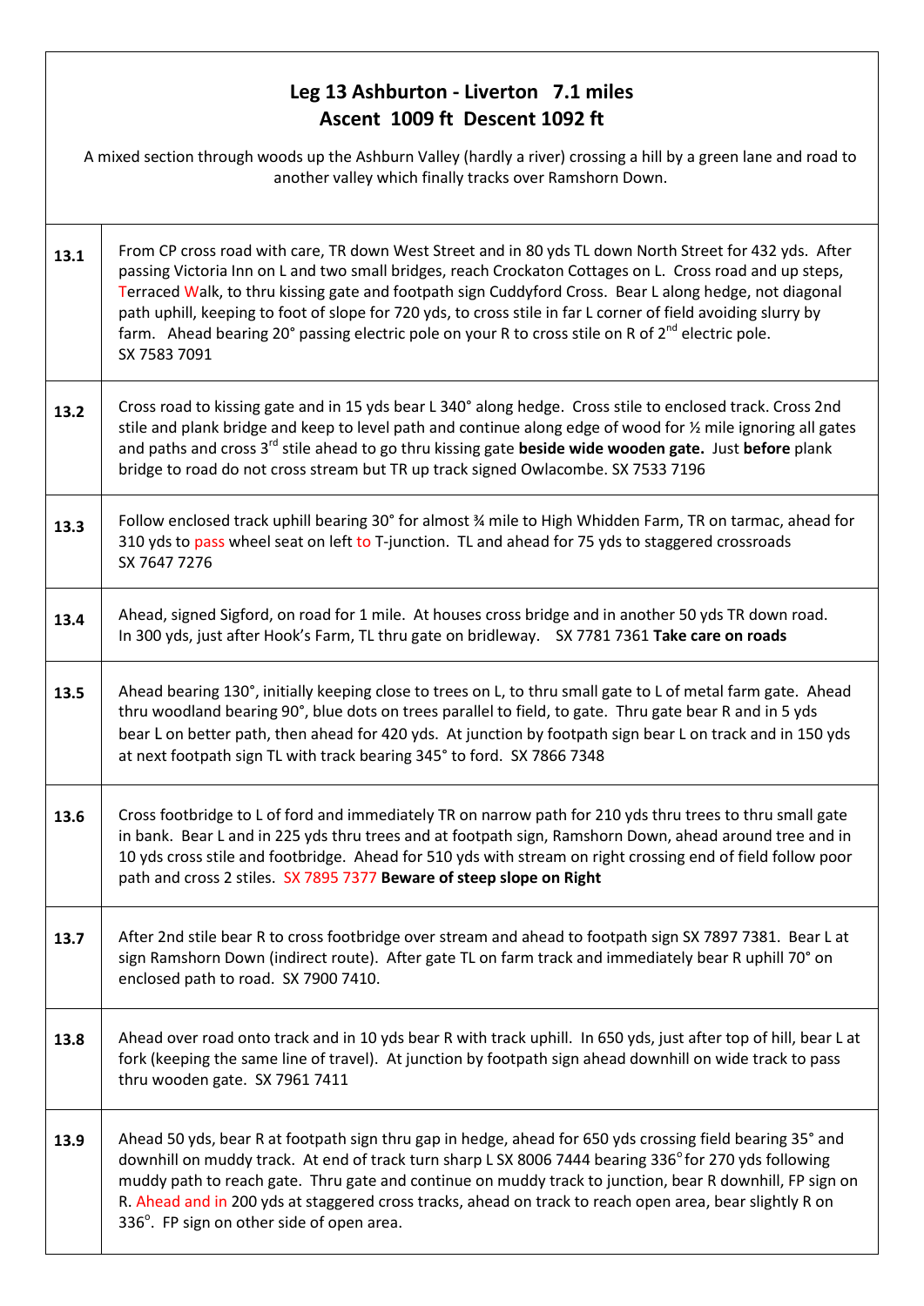## Leg 13 Ashburton - Liverton 7.1 miles
## Ascent 1009 ft Descent 1092 ft

A mixed section through woods up the Ashburn Valley (hardly a river) crossing a hill by a green lane and road to another valley which finally tracks over Ramshorn Down.

| | |
|---|---|
| **13.1** | From CP cross road with care, TR down West Street and in 80 yds TL down North Street for 432 yds. After passing Victoria Inn on L and two small bridges, reach Crockaton Cottages on L. Cross road and up steps, Terraced Walk, to thru kissing gate and footpath sign Cuddyford Cross. Bear L along hedge, not diagonal path uphill, keeping to foot of slope for 720 yds, to cross stile in far L corner of field avoiding slurry by farm. Ahead bearing 20° passing electric pole on your R to cross stile on R of 2nd electric pole. SX 7583 7091 |
| **13.2** | Cross road to kissing gate and in 15 yds bear L 340° along hedge. Cross stile to enclosed track. Cross 2nd stile and plank bridge and keep to level path and continue along edge of wood for ½ mile ignoring all gates and paths and cross 3rd stile ahead to go thru kissing gate **beside wide wooden gate.** Just **before** plank bridge to road do not cross stream but TR up track signed Owlacombe. SX 7533 7196 |
| **13.3** | Follow enclosed track uphill bearing 30° for almost ¾ mile to High Whidden Farm, TR on tarmac, ahead for 310 yds to pass wheel seat on left to T-junction. TL and ahead for 75 yds to staggered crossroads SX 7647 7276 |
| **13.4** | Ahead, signed Sigford, on road for 1 mile. At houses cross bridge and in another 50 yds TR down road. In 300 yds, just after Hook's Farm, TL thru gate on bridleway. SX 7781 7361 **Take care on roads** |
| **13.5** | Ahead bearing 130°, initially keeping close to trees on L, to thru small gate to L of metal farm gate. Ahead thru woodland bearing 90°, blue dots on trees parallel to field, to gate. Thru gate bear R and in 5 yds bear L on better path, then ahead for 420 yds. At junction by footpath sign bear L on track and in 150 yds at next footpath sign TL with track bearing 345° to ford. SX 7866 7348 |
| **13.6** | Cross footbridge to L of ford and immediately TR on narrow path for 210 yds thru trees to thru small gate in bank. Bear L and in 225 yds thru trees and at footpath sign, Ramshorn Down, ahead around tree and in 10 yds cross stile and footbridge. Ahead for 510 yds with stream on right crossing end of field follow poor path and cross 2 stiles. SX 7895 7377 **Beware of steep slope on Right** |
| **13.7** | After 2nd stile bear R to cross footbridge over stream and ahead to footpath sign SX 7897 7381. Bear L at sign Ramshorn Down (indirect route). After gate TL on farm track and immediately bear R uphill 70° on enclosed path to road. SX 7900 7410. |
| **13.8** | Ahead over road onto track and in 10 yds bear R with track uphill. In 650 yds, just after top of hill, bear L at fork (keeping the same line of travel). At junction by footpath sign ahead downhill on wide track to pass thru wooden gate. SX 7961 7411 |
| **13.9** | Ahead 50 yds, bear R at footpath sign thru gap in hedge, ahead for 650 yds crossing field bearing 35° and downhill on muddy track. At end of track turn sharp L SX 8006 7444 bearing 336° for 270 yds following muddy path to reach gate. Thru gate and continue on muddy track to junction, bear R downhill, FP sign on R. Ahead and in 200 yds at staggered cross tracks, ahead on track to reach open area, bear slightly R on 336°. FP sign on other side of open area. |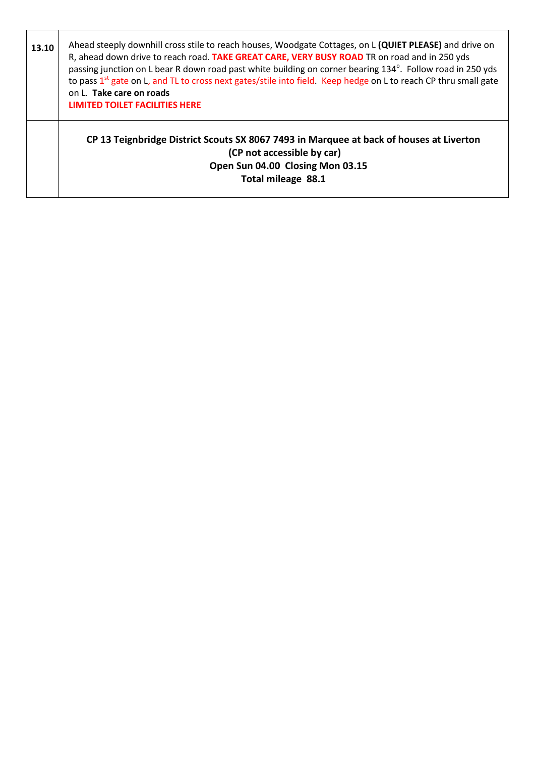| | |
|---|---|
| **13.10** | Ahead steeply downhill cross stile to reach houses, Woodgate Cottages, on L **(QUIET PLEASE)** and drive on R, ahead down drive to reach road. **TAKE GREAT CARE, VERY BUSY ROAD** TR on road and in 250 yds passing junction on L bear R down road past white building on corner bearing 134°. Follow road in 250 yds to pass 1st gate on L, and TL to cross next gates/stile into field. Keep hedge on L to reach CP thru small gate on L. **Take care on roads** **LIMITED TOILET FACILITIES HERE** |
| | **CP 13 Teignbridge District Scouts SX 8067 7493 in Marquee at back of houses at Liverton** **(CP not accessible by car)** **Open Sun 04.00 Closing Mon 03.15** **Total mileage 88.1** |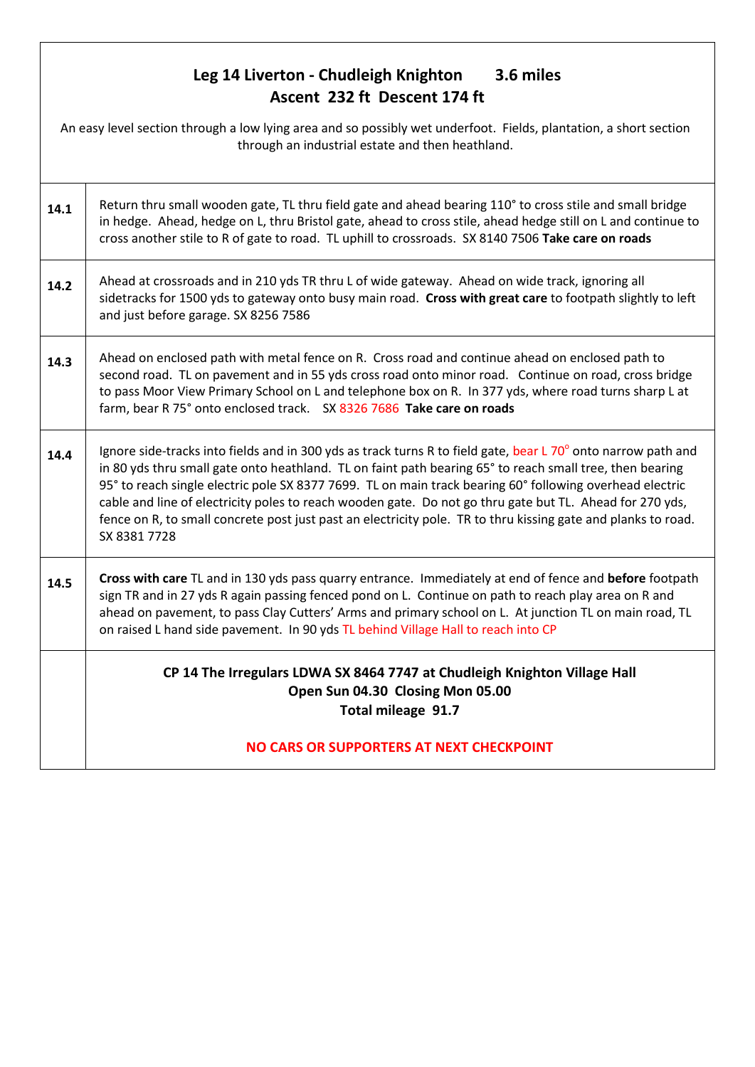## Leg 14 Liverton - Chudleigh Knighton 3.6 miles
## Ascent 232 ft Descent 174 ft

An easy level section through a low lying area and so possibly wet underfoot. Fields, plantation, a short section through an industrial estate and then heathland.

| | |
|---|---|
| **14.1** | Return thru small wooden gate, TL thru field gate and ahead bearing 110° to cross stile and small bridge in hedge. Ahead, hedge on L, thru Bristol gate, ahead to cross stile, ahead hedge still on L and continue to cross another stile to R of gate to road. TL uphill to crossroads. SX 8140 7506 **Take care on roads** |
| **14.2** | Ahead at crossroads and in 210 yds TR thru L of wide gateway. Ahead on wide track, ignoring all sidetracks for 1500 yds to gateway onto busy main road. **Cross with great care** to footpath slightly to left and just before garage. SX 8256 7586 |
| **14.3** | Ahead on enclosed path with metal fence on R. Cross road and continue ahead on enclosed path to second road. TL on pavement and in 55 yds cross road onto minor road. Continue on road, cross bridge to pass Moor View Primary School on L and telephone box on R. In 377 yds, where road turns sharp L at farm, bear R 75° onto enclosed track. SX 8326 7686 **Take care on roads** |
| **14.4** | Ignore side-tracks into fields and in 300 yds as track turns R to field gate, bear L 70° onto narrow path and in 80 yds thru small gate onto heathland. TL on faint path bearing 65° to reach small tree, then bearing 95° to reach single electric pole SX 8377 7699. TL on main track bearing 60° following overhead electric cable and line of electricity poles to reach wooden gate. Do not go thru gate but TL. Ahead for 270 yds, fence on R, to small concrete post just past an electricity pole. TR to thru kissing gate and planks to road. SX 8381 7728 |
| **14.5** | **Cross with care** TL and in 130 yds pass quarry entrance. Immediately at end of fence and **before** footpath sign TR and in 27 yds R again passing fenced pond on L. Continue on path to reach play area on R and ahead on pavement, to pass Clay Cutters' Arms and primary school on L. At junction TL on main road, TL on raised L hand side pavement. In 90 yds TL behind Village Hall to reach into CP |

**CP 14 The Irregulars LDWA SX 8464 7747 at Chudleigh Knighton Village Hall**
**Open Sun 04.30 Closing Mon 05.00**
**Total mileage 91.7**

**NO CARS OR SUPPORTERS AT NEXT CHECKPOINT**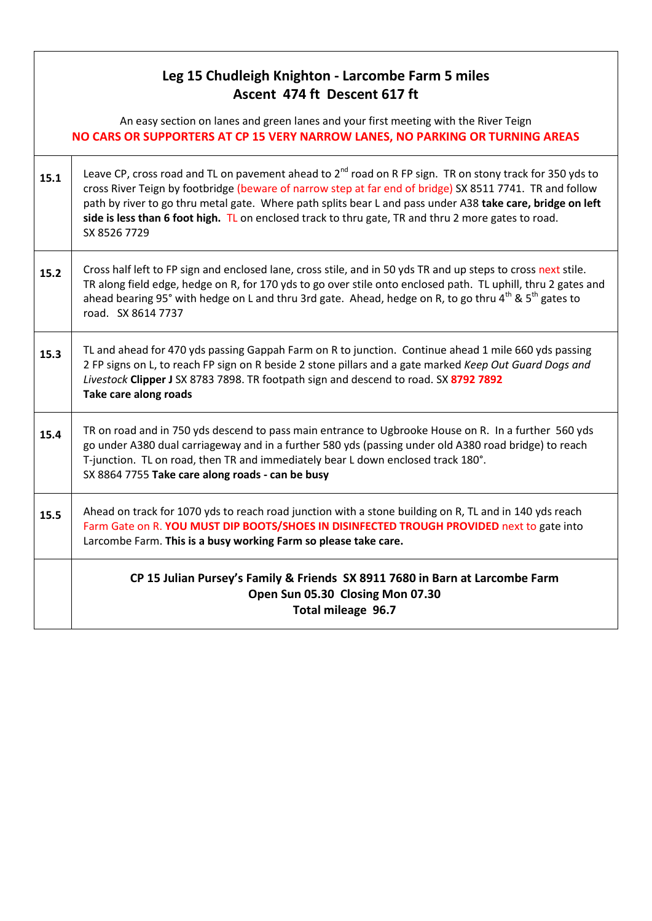## Leg 15 Chudleigh Knighton - Larcombe Farm 5 miles
## Ascent 474 ft Descent 617 ft

An easy section on lanes and green lanes and your first meeting with the River Teign

**NO CARS OR SUPPORTERS AT CP 15 VERY NARROW LANES, NO PARKING OR TURNING AREAS**

| | |
|---|---|
| **15.1** | Leave CP, cross road and TL on pavement ahead to 2nd road on R FP sign. TR on stony track for 350 yds to cross River Teign by footbridge (beware of narrow step at far end of bridge) SX 8511 7741. TR and follow path by river to go thru metal gate. Where path splits bear L and pass under A38 **take care, bridge on left side is less than 6 foot high.** TL on enclosed track to thru gate, TR and thru 2 more gates to road. SX 8526 7729 |
| **15.2** | Cross half left to FP sign and enclosed lane, cross stile, and in 50 yds TR and up steps to cross next stile. TR along field edge, hedge on R, for 170 yds to go over stile onto enclosed path. TL uphill, thru 2 gates and ahead bearing 95° with hedge on L and thru 3rd gate. Ahead, hedge on R, to go thru 4th & 5th gates to road. SX 8614 7737 |
| **15.3** | TL and ahead for 470 yds passing Gappah Farm on R to junction. Continue ahead 1 mile 660 yds passing 2 FP signs on L, to reach FP sign on R beside 2 stone pillars and a gate marked *Keep Out Guard Dogs and Livestock* **Clipper J** SX 8783 7898. TR footpath sign and descend to road. SX **8792 7892**<br>**Take care along roads** |
| **15.4** | TR on road and in 750 yds descend to pass main entrance to Ugbrooke House on R. In a further 560 yds go under A380 dual carriageway and in a further 580 yds (passing under old A380 road bridge) to reach T-junction. TL on road, then TR and immediately bear L down enclosed track 180°.<br>SX 8864 7755 **Take care along roads - can be busy** |
| **15.5** | Ahead on track for 1070 yds to reach road junction with a stone building on R, TL and in 140 yds reach Farm Gate on R. **YOU MUST DIP BOOTS/SHOES IN DISINFECTED TROUGH PROVIDED** next to gate into Larcombe Farm. **This is a busy working Farm so please take care.** |
| | **CP 15 Julian Pursey's Family & Friends SX 8911 7680 in Barn at Larcombe Farm**<br>**Open Sun 05.30 Closing Mon 07.30**<br>**Total mileage 96.7** |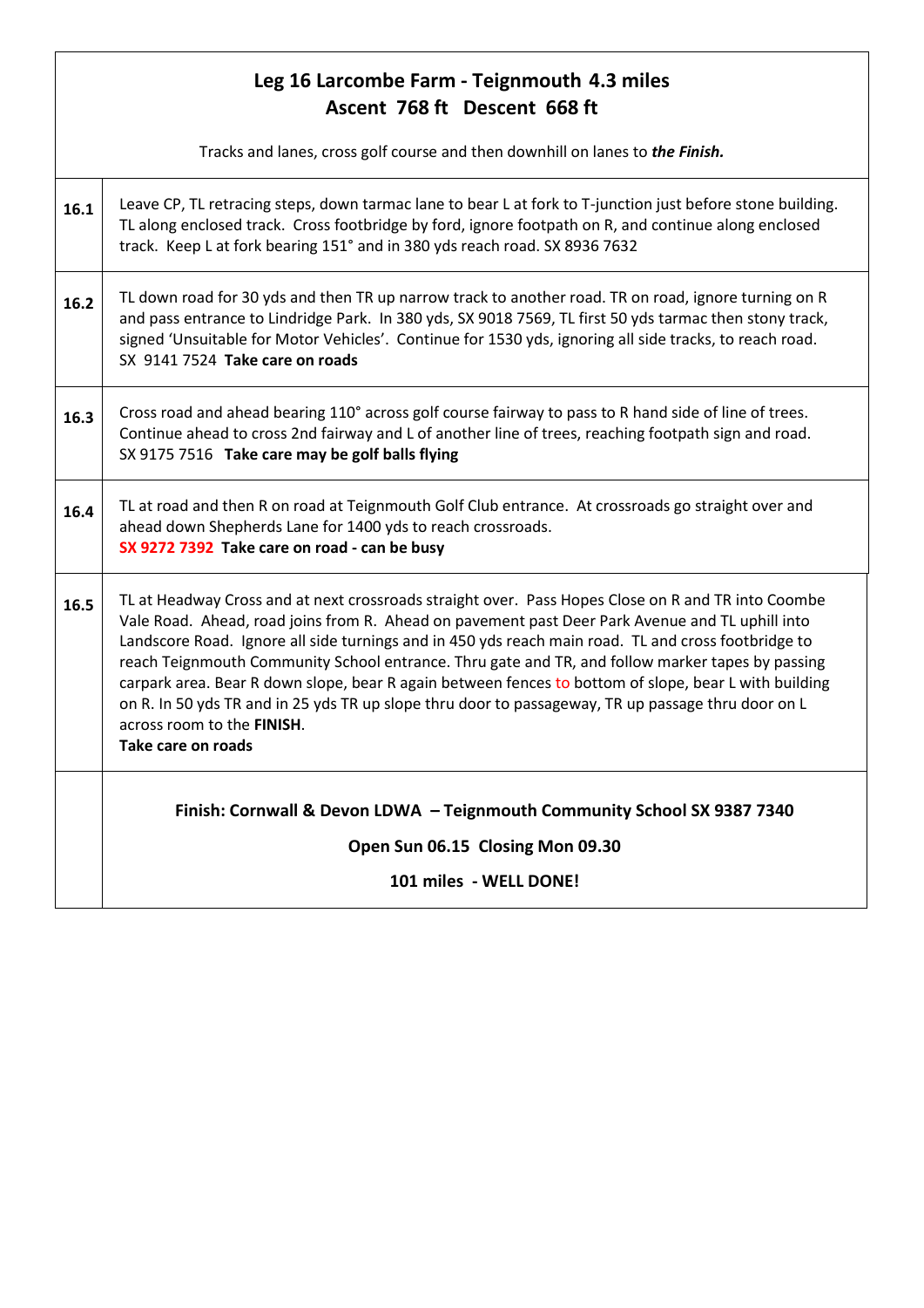## Leg 16 Larcombe Farm - Teignmouth 4.3 miles
## Ascent 768 ft Descent 668 ft

Tracks and lanes, cross golf course and then downhill on lanes to ***the Finish.***

| | |
|---|---|
| **16.1** | Leave CP, TL retracing steps, down tarmac lane to bear L at fork to T-junction just before stone building. TL along enclosed track. Cross footbridge by ford, ignore footpath on R, and continue along enclosed track. Keep L at fork bearing 151° and in 380 yds reach road. SX 8936 7632 |
| **16.2** | TL down road for 30 yds and then TR up narrow track to another road. TR on road, ignore turning on R and pass entrance to Lindridge Park. In 380 yds, SX 9018 7569, TL first 50 yds tarmac then stony track, signed 'Unsuitable for Motor Vehicles'. Continue for 1530 yds, ignoring all side tracks, to reach road. SX 9141 7524 **Take care on roads** |
| **16.3** | Cross road and ahead bearing 110° across golf course fairway to pass to R hand side of line of trees. Continue ahead to cross 2nd fairway and L of another line of trees, reaching footpath sign and road. SX 9175 7516 **Take care may be golf balls flying** |
| **16.4** | TL at road and then R on road at Teignmouth Golf Club entrance. At crossroads go straight over and ahead down Shepherds Lane for 1400 yds to reach crossroads. **SX 9272 7392 Take care on road - can be busy** |
| **16.5** | TL at Headway Cross and at next crossroads straight over. Pass Hopes Close on R and TR into Coombe Vale Road. Ahead, road joins from R. Ahead on pavement past Deer Park Avenue and TL uphill into Landscore Road. Ignore all side turnings and in 450 yds reach main road. TL and cross footbridge to reach Teignmouth Community School entrance. Thru gate and TR, and follow marker tapes by passing carpark area. Bear R down slope, bear R again between fences to bottom of slope, bear L with building on R. In 50 yds TR and in 25 yds TR up slope thru door to passageway, TR up passage thru door on L across room to the **FINISH**.<br>**Take care on roads** |
| | **Finish: Cornwall & Devon LDWA – Teignmouth Community School SX 9387 7340**<br>**Open Sun 06.15 Closing Mon 09.30**<br>**101 miles - WELL DONE!** |